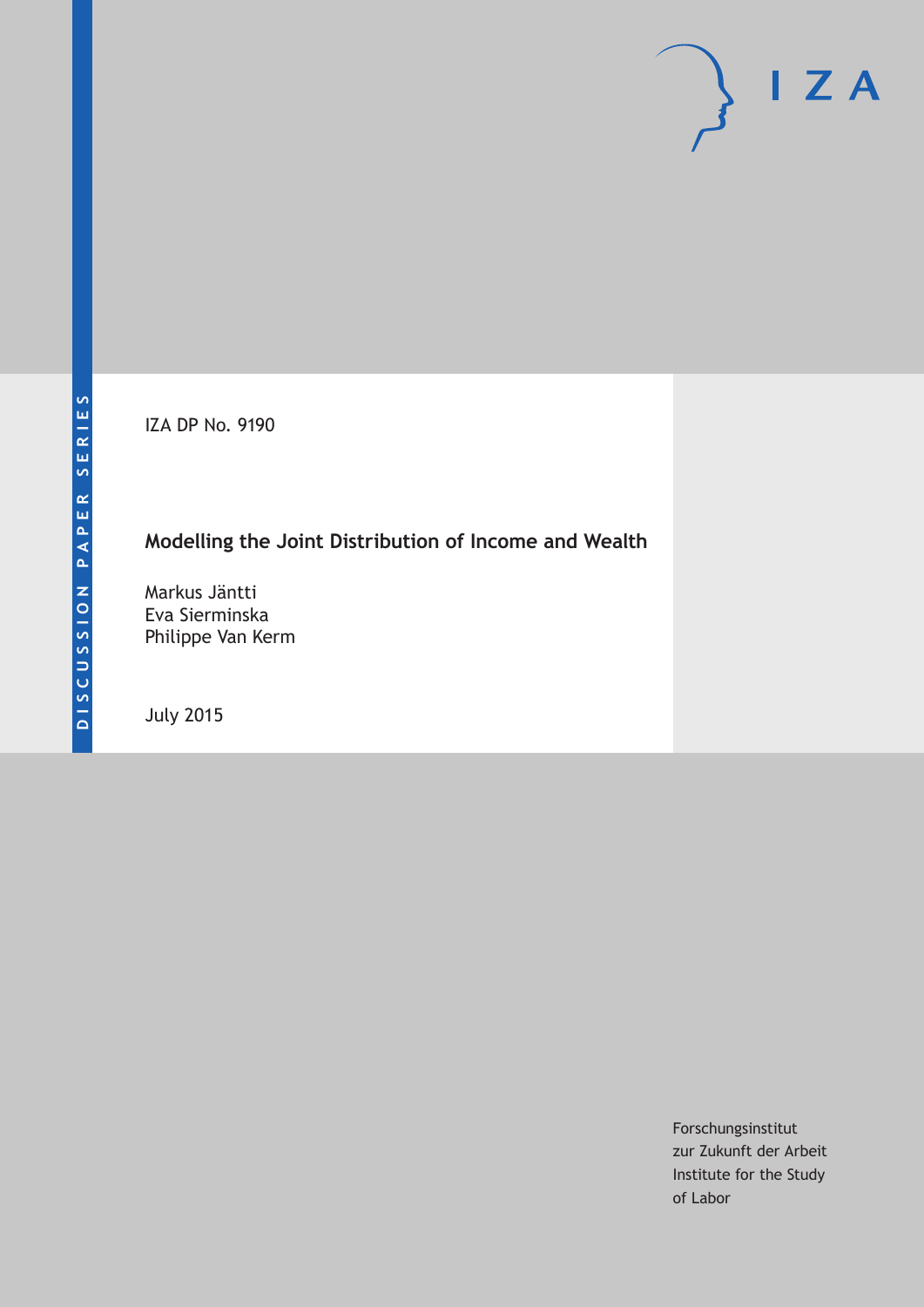I Z A

DISCUSSION PAPER SERIES

IZA DP No. 9190

# Modelling the Joint Distribution of Income and Wealth

Markus Jäntti
Eva Sierminska
Philippe Van Kerm

July 2015

Forschungsinstitut
zur Zukunft der Arbeit
Institute for the Study
of Labor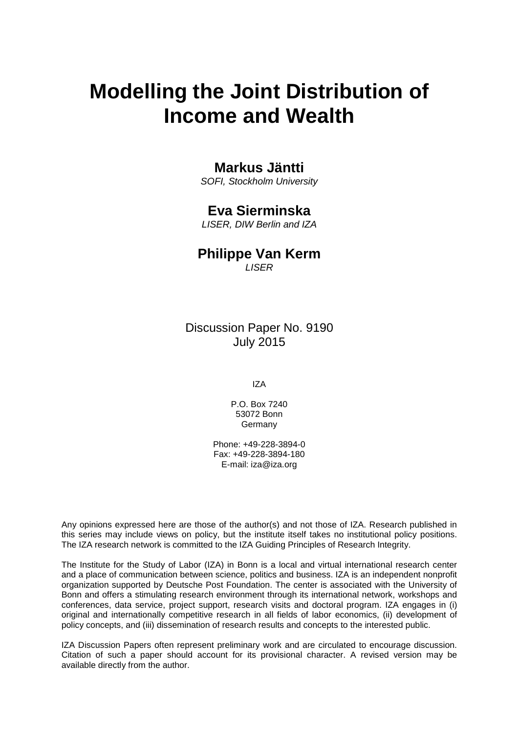# Modelling the Joint Distribution of Income and Wealth

**Markus Jäntti**
*SOFI, Stockholm University*

**Eva Sierminska**
*LISER, DIW Berlin and IZA*

**Philippe Van Kerm**
*LISER*

Discussion Paper No. 9190
July 2015

IZA

P.O. Box 7240
53072 Bonn
Germany

Phone: +49-228-3894-0
Fax: +49-228-3894-180
E-mail: iza@iza.org

Any opinions expressed here are those of the author(s) and not those of IZA. Research published in this series may include views on policy, but the institute itself takes no institutional policy positions. The IZA research network is committed to the IZA Guiding Principles of Research Integrity.

The Institute for the Study of Labor (IZA) in Bonn is a local and virtual international research center and a place of communication between science, politics and business. IZA is an independent nonprofit organization supported by Deutsche Post Foundation. The center is associated with the University of Bonn and offers a stimulating research environment through its international network, workshops and conferences, data service, project support, research visits and doctoral program. IZA engages in (i) original and internationally competitive research in all fields of labor economics, (ii) development of policy concepts, and (iii) dissemination of research results and concepts to the interested public.

IZA Discussion Papers often represent preliminary work and are circulated to encourage discussion. Citation of such a paper should account for its provisional character. A revised version may be available directly from the author.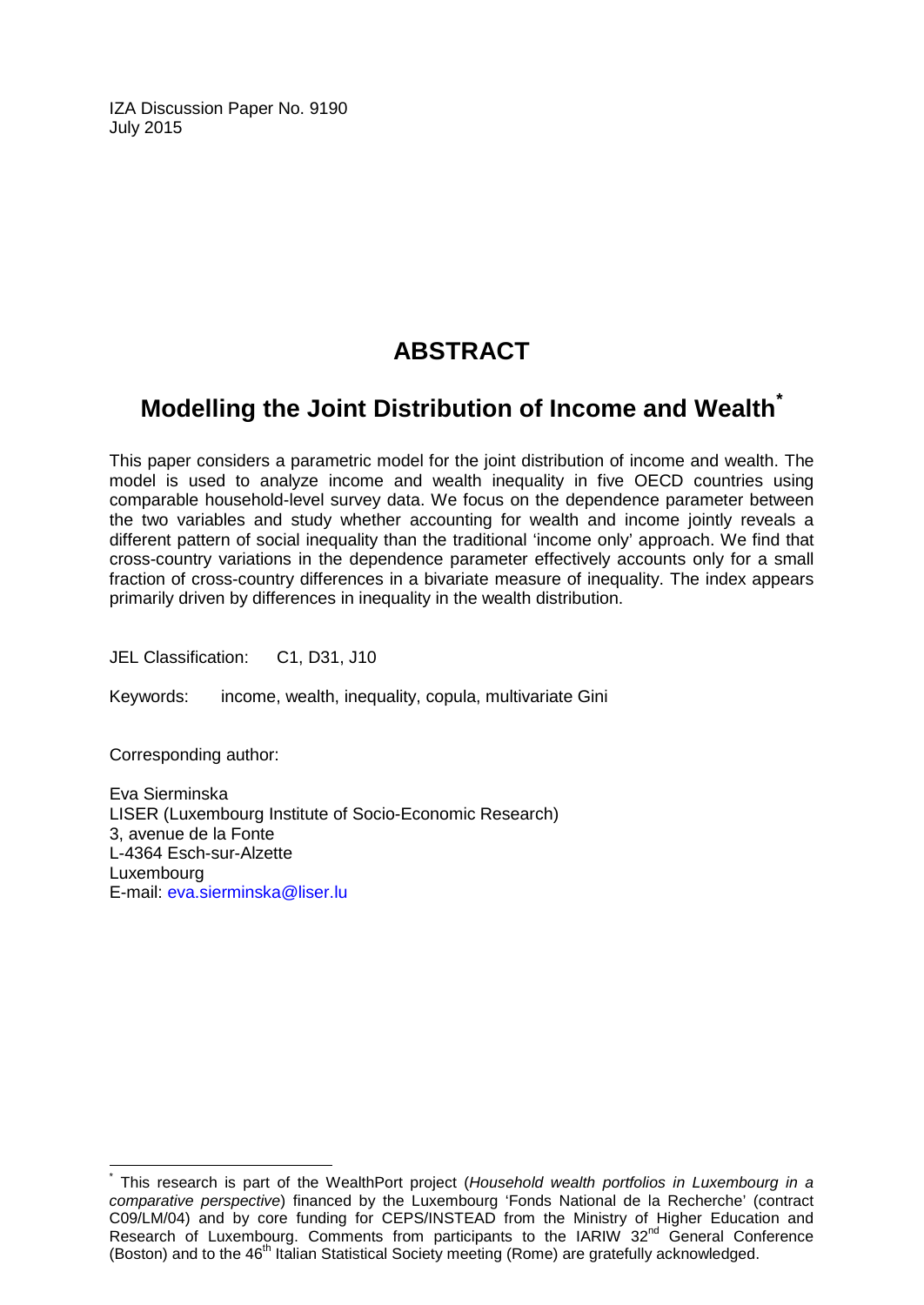IZA Discussion Paper No. 9190
July 2015

# ABSTRACT

## Modelling the Joint Distribution of Income and Wealth*

This paper considers a parametric model for the joint distribution of income and wealth. The model is used to analyze income and wealth inequality in five OECD countries using comparable household-level survey data. We focus on the dependence parameter between the two variables and study whether accounting for wealth and income jointly reveals a different pattern of social inequality than the traditional 'income only' approach. We find that cross-country variations in the dependence parameter effectively accounts only for a small fraction of cross-country differences in a bivariate measure of inequality. The index appears primarily driven by differences in inequality in the wealth distribution.

JEL Classification: C1, D31, J10

Keywords: income, wealth, inequality, copula, multivariate Gini

Corresponding author:

Eva Sierminska
LISER (Luxembourg Institute of Socio-Economic Research)
3, avenue de la Fonte
L-4364 Esch-sur-Alzette
Luxembourg
E-mail: eva.sierminska@liser.lu

---

* This research is part of the WealthPort project (*Household wealth portfolios in Luxembourg in a comparative perspective*) financed by the Luxembourg 'Fonds National de la Recherche' (contract C09/LM/04) and by core funding for CEPS/INSTEAD from the Ministry of Higher Education and Research of Luxembourg. Comments from participants to the IARIW 32nd General Conference (Boston) and to the 46th Italian Statistical Society meeting (Rome) are gratefully acknowledged.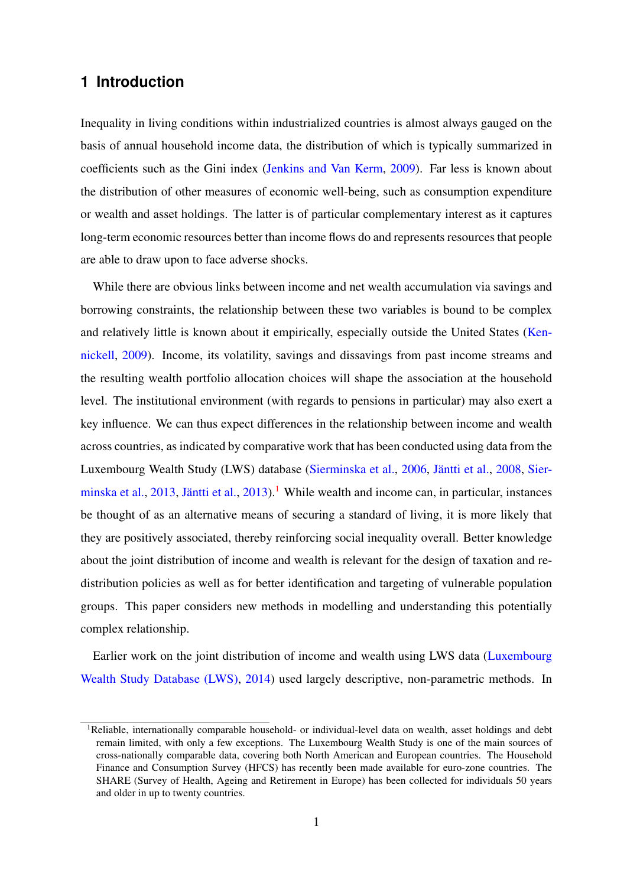# 1 Introduction

Inequality in living conditions within industrialized countries is almost always gauged on the basis of annual household income data, the distribution of which is typically summarized in coefficients such as the Gini index (Jenkins and Van Kerm, 2009). Far less is known about the distribution of other measures of economic well-being, such as consumption expenditure or wealth and asset holdings. The latter is of particular complementary interest as it captures long-term economic resources better than income flows do and represents resources that people are able to draw upon to face adverse shocks.

While there are obvious links between income and net wealth accumulation via savings and borrowing constraints, the relationship between these two variables is bound to be complex and relatively little is known about it empirically, especially outside the United States (Kennickell, 2009). Income, its volatility, savings and dissavings from past income streams and the resulting wealth portfolio allocation choices will shape the association at the household level. The institutional environment (with regards to pensions in particular) may also exert a key influence. We can thus expect differences in the relationship between income and wealth across countries, as indicated by comparative work that has been conducted using data from the Luxembourg Wealth Study (LWS) database (Sierminska et al., 2006, Jäntti et al., 2008, Sierminska et al., 2013, Jäntti et al., 2013).[1] While wealth and income can, in particular, instances be thought of as an alternative means of securing a standard of living, it is more likely that they are positively associated, thereby reinforcing social inequality overall. Better knowledge about the joint distribution of income and wealth is relevant for the design of taxation and redistribution policies as well as for better identification and targeting of vulnerable population groups. This paper considers new methods in modelling and understanding this potentially complex relationship.

Earlier work on the joint distribution of income and wealth using LWS data (Luxembourg Wealth Study Database (LWS), 2014) used largely descriptive, non-parametric methods. In

[1] Reliable, internationally comparable household- or individual-level data on wealth, asset holdings and debt remain limited, with only a few exceptions. The Luxembourg Wealth Study is one of the main sources of cross-nationally comparable data, covering both North American and European countries. The Household Finance and Consumption Survey (HFCS) has recently been made available for euro-zone countries. The SHARE (Survey of Health, Ageing and Retirement in Europe) has been collected for individuals 50 years and older in up to twenty countries.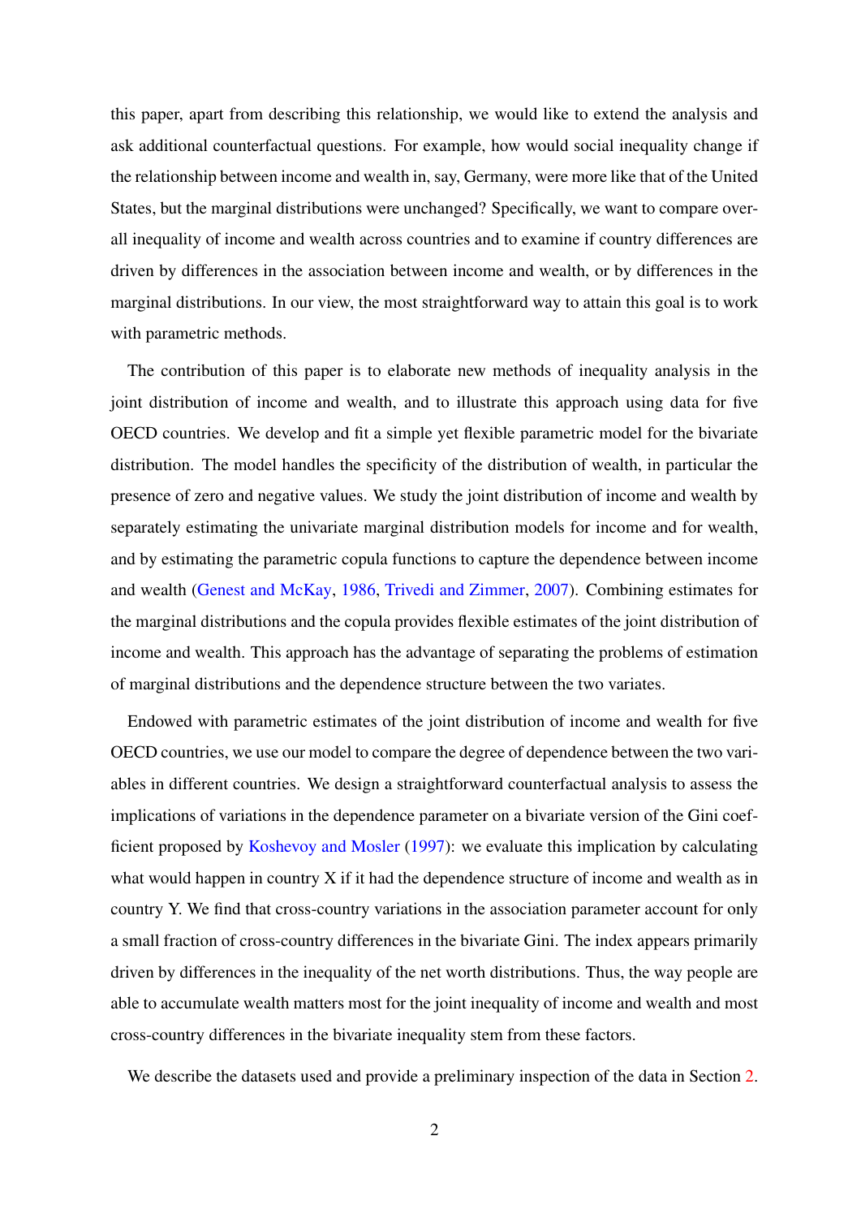this paper, apart from describing this relationship, we would like to extend the analysis and ask additional counterfactual questions. For example, how would social inequality change if the relationship between income and wealth in, say, Germany, were more like that of the United States, but the marginal distributions were unchanged? Specifically, we want to compare overall inequality of income and wealth across countries and to examine if country differences are driven by differences in the association between income and wealth, or by differences in the marginal distributions. In our view, the most straightforward way to attain this goal is to work with parametric methods.

The contribution of this paper is to elaborate new methods of inequality analysis in the joint distribution of income and wealth, and to illustrate this approach using data for five OECD countries. We develop and fit a simple yet flexible parametric model for the bivariate distribution. The model handles the specificity of the distribution of wealth, in particular the presence of zero and negative values. We study the joint distribution of income and wealth by separately estimating the univariate marginal distribution models for income and for wealth, and by estimating the parametric copula functions to capture the dependence between income and wealth (Genest and McKay, 1986, Trivedi and Zimmer, 2007). Combining estimates for the marginal distributions and the copula provides flexible estimates of the joint distribution of income and wealth. This approach has the advantage of separating the problems of estimation of marginal distributions and the dependence structure between the two variates.

Endowed with parametric estimates of the joint distribution of income and wealth for five OECD countries, we use our model to compare the degree of dependence between the two variables in different countries. We design a straightforward counterfactual analysis to assess the implications of variations in the dependence parameter on a bivariate version of the Gini coefficient proposed by Koshevoy and Mosler (1997): we evaluate this implication by calculating what would happen in country X if it had the dependence structure of income and wealth as in country Y. We find that cross-country variations in the association parameter account for only a small fraction of cross-country differences in the bivariate Gini. The index appears primarily driven by differences in the inequality of the net worth distributions. Thus, the way people are able to accumulate wealth matters most for the joint inequality of income and wealth and most cross-country differences in the bivariate inequality stem from these factors.

We describe the datasets used and provide a preliminary inspection of the data in Section 2.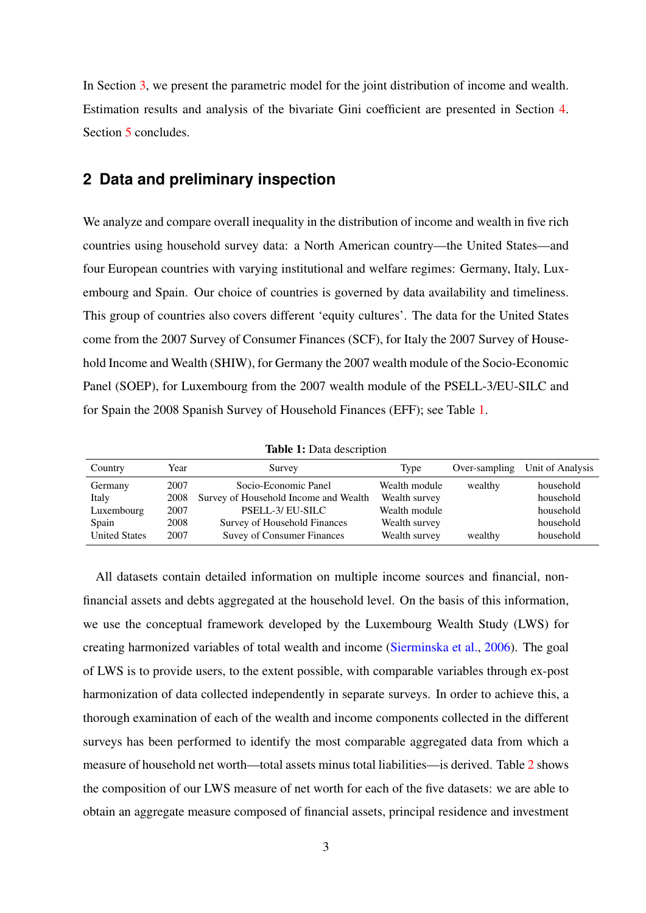In Section 3, we present the parametric model for the joint distribution of income and wealth. Estimation results and analysis of the bivariate Gini coefficient are presented in Section 4. Section 5 concludes.

## 2 Data and preliminary inspection

We analyze and compare overall inequality in the distribution of income and wealth in five rich countries using household survey data: a North American country—the United States—and four European countries with varying institutional and welfare regimes: Germany, Italy, Luxembourg and Spain. Our choice of countries is governed by data availability and timeliness. This group of countries also covers different 'equity cultures'. The data for the United States come from the 2007 Survey of Consumer Finances (SCF), for Italy the 2007 Survey of Household Income and Wealth (SHIW), for Germany the 2007 wealth module of the Socio-Economic Panel (SOEP), for Luxembourg from the 2007 wealth module of the PSELL-3/EU-SILC and for Spain the 2008 Spanish Survey of Household Finances (EFF); see Table 1.

**Table 1:** Data description

| Country | Year | Survey | Type | Over-sampling | Unit of Analysis |
|---|---|---|---|---|---|
| Germany | 2007 | Socio-Economic Panel | Wealth module | wealthy | household |
| Italy | 2008 | Survey of Household Income and Wealth | Wealth survey | | household |
| Luxembourg | 2007 | PSELL-3/ EU-SILC | Wealth module | | household |
| Spain | 2008 | Survey of Household Finances | Wealth survey | | household |
| United States | 2007 | Suvey of Consumer Finances | Wealth survey | wealthy | household |

All datasets contain detailed information on multiple income sources and financial, non-financial assets and debts aggregated at the household level. On the basis of this information, we use the conceptual framework developed by the Luxembourg Wealth Study (LWS) for creating harmonized variables of total wealth and income (Sierminska et al., 2006). The goal of LWS is to provide users, to the extent possible, with comparable variables through ex-post harmonization of data collected independently in separate surveys. In order to achieve this, a thorough examination of each of the wealth and income components collected in the different surveys has been performed to identify the most comparable aggregated data from which a measure of household net worth—total assets minus total liabilities—is derived. Table 2 shows the composition of our LWS measure of net worth for each of the five datasets: we are able to obtain an aggregate measure composed of financial assets, principal residence and investment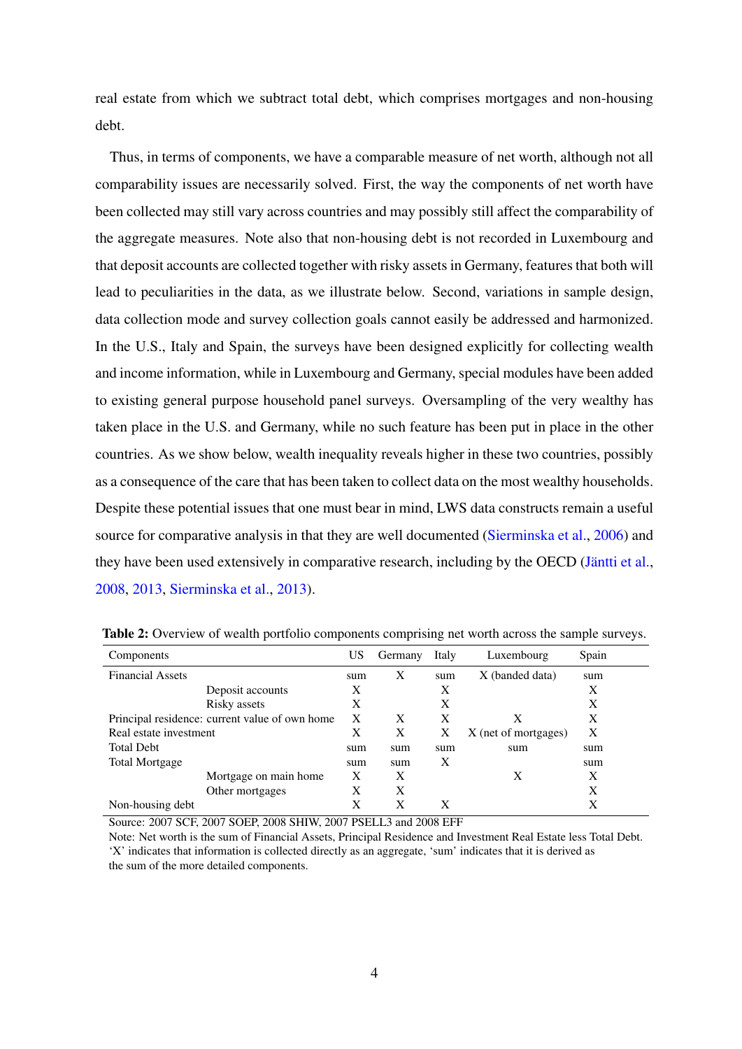real estate from which we subtract total debt, which comprises mortgages and non-housing debt.

Thus, in terms of components, we have a comparable measure of net worth, although not all comparability issues are necessarily solved. First, the way the components of net worth have been collected may still vary across countries and may possibly still affect the comparability of the aggregate measures. Note also that non-housing debt is not recorded in Luxembourg and that deposit accounts are collected together with risky assets in Germany, features that both will lead to peculiarities in the data, as we illustrate below. Second, variations in sample design, data collection mode and survey collection goals cannot easily be addressed and harmonized. In the U.S., Italy and Spain, the surveys have been designed explicitly for collecting wealth and income information, while in Luxembourg and Germany, special modules have been added to existing general purpose household panel surveys. Oversampling of the very wealthy has taken place in the U.S. and Germany, while no such feature has been put in place in the other countries. As we show below, wealth inequality reveals higher in these two countries, possibly as a consequence of the care that has been taken to collect data on the most wealthy households. Despite these potential issues that one must bear in mind, LWS data constructs remain a useful source for comparative analysis in that they are well documented (Sierminska et al., 2006) and they have been used extensively in comparative research, including by the OECD (Jäntti et al., 2008, 2013, Sierminska et al., 2013).

**Table 2:** Overview of wealth portfolio components comprising net worth across the sample surveys.

| Components | | US | Germany | Italy | Luxembourg | Spain |
|---|---|---|---|---|---|---|
| Financial Assets | | sum | X | sum | X (banded data) | sum |
| | Deposit accounts | X | | X | | X |
| | Risky assets | X | | X | | X |
| Principal residence: current value of own home | | X | X | X | X | X |
| Real estate investment | | X | X | X | X (net of mortgages) | X |
| Total Debt | | sum | sum | sum | sum | sum |
| Total Mortgage | | sum | sum | X | | sum |
| | Mortgage on main home | X | X | | X | X |
| | Other mortgages | X | X | | | X |
| Non-housing debt | | X | X | X | | X |

Source: 2007 SCF, 2007 SOEP, 2008 SHIW, 2007 PSELL3 and 2008 EFF
Note: Net worth is the sum of Financial Assets, Principal Residence and Investment Real Estate less Total Debt. 'X' indicates that information is collected directly as an aggregate, 'sum' indicates that it is derived as the sum of the more detailed components.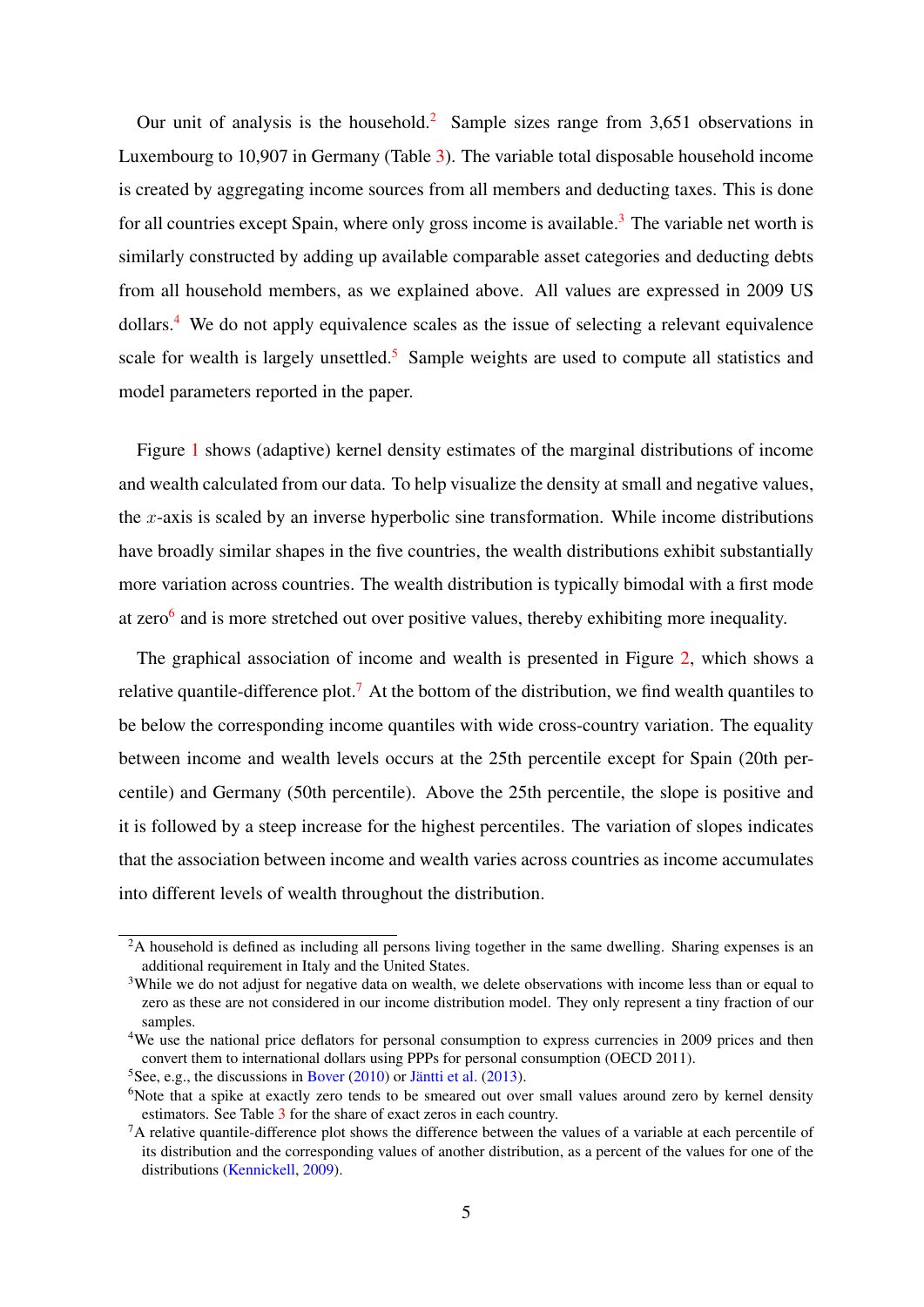Our unit of analysis is the household.[2] Sample sizes range from 3,651 observations in Luxembourg to 10,907 in Germany (Table 3). The variable total disposable household income is created by aggregating income sources from all members and deducting taxes. This is done for all countries except Spain, where only gross income is available.[3] The variable net worth is similarly constructed by adding up available comparable asset categories and deducting debts from all household members, as we explained above. All values are expressed in 2009 US dollars.[4] We do not apply equivalence scales as the issue of selecting a relevant equivalence scale for wealth is largely unsettled.[5] Sample weights are used to compute all statistics and model parameters reported in the paper.

Figure 1 shows (adaptive) kernel density estimates of the marginal distributions of income and wealth calculated from our data. To help visualize the density at small and negative values, the $x$-axis is scaled by an inverse hyperbolic sine transformation. While income distributions have broadly similar shapes in the five countries, the wealth distributions exhibit substantially more variation across countries. The wealth distribution is typically bimodal with a first mode at zero[6] and is more stretched out over positive values, thereby exhibiting more inequality.

The graphical association of income and wealth is presented in Figure 2, which shows a relative quantile-difference plot.[7] At the bottom of the distribution, we find wealth quantiles to be below the corresponding income quantiles with wide cross-country variation. The equality between income and wealth levels occurs at the 25th percentile except for Spain (20th percentile) and Germany (50th percentile). Above the 25th percentile, the slope is positive and it is followed by a steep increase for the highest percentiles. The variation of slopes indicates that the association between income and wealth varies across countries as income accumulates into different levels of wealth throughout the distribution.

---

[2] A household is defined as including all persons living together in the same dwelling. Sharing expenses is an additional requirement in Italy and the United States.

[3] While we do not adjust for negative data on wealth, we delete observations with income less than or equal to zero as these are not considered in our income distribution model. They only represent a tiny fraction of our samples.

[4] We use the national price deflators for personal consumption to express currencies in 2009 prices and then convert them to international dollars using PPPs for personal consumption (OECD 2011).

[5] See, e.g., the discussions in Bover (2010) or Jäntti et al. (2013).

[6] Note that a spike at exactly zero tends to be smeared out over small values around zero by kernel density estimators. See Table 3 for the share of exact zeros in each country.

[7] A relative quantile-difference plot shows the difference between the values of a variable at each percentile of its distribution and the corresponding values of another distribution, as a percent of the values for one of the distributions (Kennickell, 2009).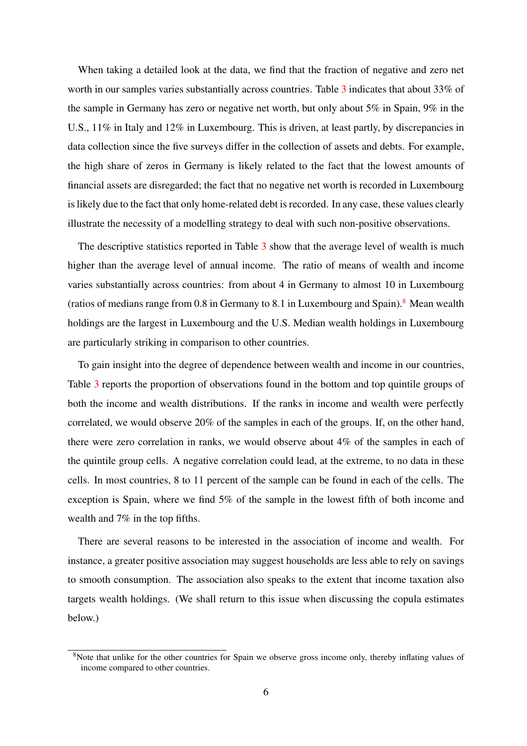When taking a detailed look at the data, we find that the fraction of negative and zero net worth in our samples varies substantially across countries. Table 3 indicates that about 33% of the sample in Germany has zero or negative net worth, but only about 5% in Spain, 9% in the U.S., 11% in Italy and 12% in Luxembourg. This is driven, at least partly, by discrepancies in data collection since the five surveys differ in the collection of assets and debts. For example, the high share of zeros in Germany is likely related to the fact that the lowest amounts of financial assets are disregarded; the fact that no negative net worth is recorded in Luxembourg is likely due to the fact that only home-related debt is recorded. In any case, these values clearly illustrate the necessity of a modelling strategy to deal with such non-positive observations.

The descriptive statistics reported in Table 3 show that the average level of wealth is much higher than the average level of annual income. The ratio of means of wealth and income varies substantially across countries: from about 4 in Germany to almost 10 in Luxembourg (ratios of medians range from 0.8 in Germany to 8.1 in Luxembourg and Spain).[8] Mean wealth holdings are the largest in Luxembourg and the U.S. Median wealth holdings in Luxembourg are particularly striking in comparison to other countries.

To gain insight into the degree of dependence between wealth and income in our countries, Table 3 reports the proportion of observations found in the bottom and top quintile groups of both the income and wealth distributions. If the ranks in income and wealth were perfectly correlated, we would observe 20% of the samples in each of the groups. If, on the other hand, there were zero correlation in ranks, we would observe about 4% of the samples in each of the quintile group cells. A negative correlation could lead, at the extreme, to no data in these cells. In most countries, 8 to 11 percent of the sample can be found in each of the cells. The exception is Spain, where we find 5% of the sample in the lowest fifth of both income and wealth and 7% in the top fifths.

There are several reasons to be interested in the association of income and wealth. For instance, a greater positive association may suggest households are less able to rely on savings to smooth consumption. The association also speaks to the extent that income taxation also targets wealth holdings. (We shall return to this issue when discussing the copula estimates below.)

[8] Note that unlike for the other countries for Spain we observe gross income only, thereby inflating values of income compared to other countries.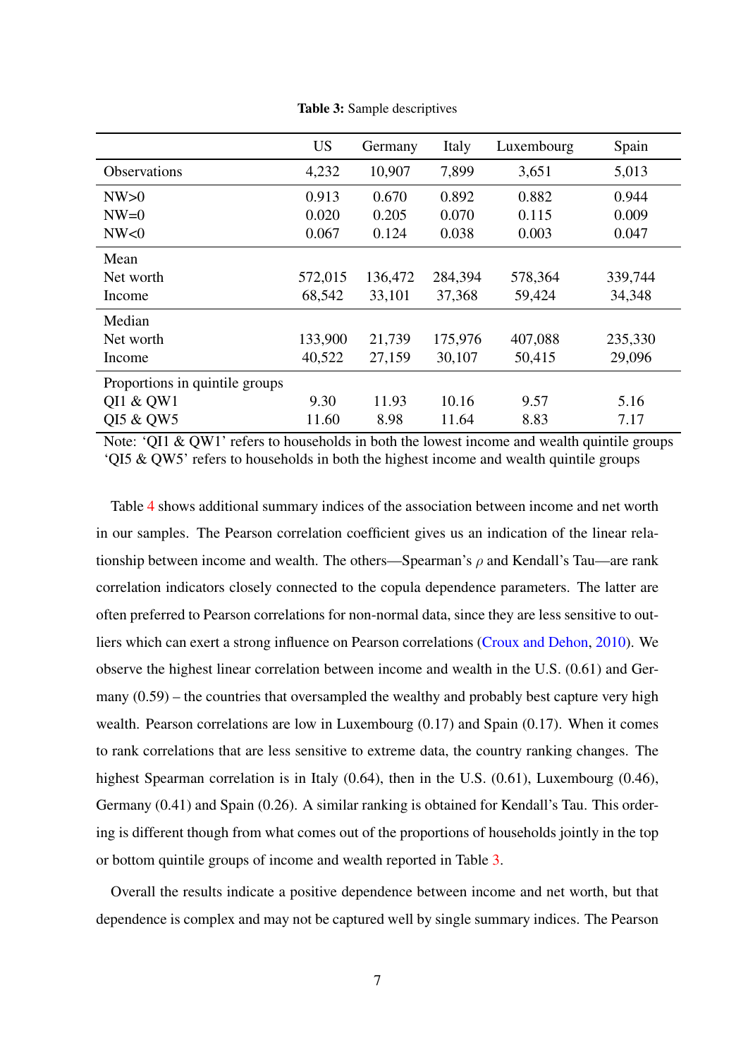**Table 3:** Sample descriptives

| | US | Germany | Italy | Luxembourg | Spain |
|---|---|---|---|---|---|
| Observations | 4,232 | 10,907 | 7,899 | 3,651 | 5,013 |
| NW>0 | 0.913 | 0.670 | 0.892 | 0.882 | 0.944 |
| NW=0 | 0.020 | 0.205 | 0.070 | 0.115 | 0.009 |
| NW<0 | 0.067 | 0.124 | 0.038 | 0.003 | 0.047 |
| Mean | | | | | |
| Net worth | 572,015 | 136,472 | 284,394 | 578,364 | 339,744 |
| Income | 68,542 | 33,101 | 37,368 | 59,424 | 34,348 |
| Median | | | | | |
| Net worth | 133,900 | 21,739 | 175,976 | 407,088 | 235,330 |
| Income | 40,522 | 27,159 | 30,107 | 50,415 | 29,096 |
| Proportions in quintile groups | | | | | |
| QI1 & QW1 | 9.30 | 11.93 | 10.16 | 9.57 | 5.16 |
| QI5 & QW5 | 11.60 | 8.98 | 11.64 | 8.83 | 7.17 |

Note: 'QI1 & QW1' refers to households in both the lowest income and wealth quintile groups 'QI5 & QW5' refers to households in both the highest income and wealth quintile groups

Table 4 shows additional summary indices of the association between income and net worth in our samples. The Pearson correlation coefficient gives us an indication of the linear relationship between income and wealth. The others—Spearman's $\rho$ and Kendall's Tau—are rank correlation indicators closely connected to the copula dependence parameters. The latter are often preferred to Pearson correlations for non-normal data, since they are less sensitive to outliers which can exert a strong influence on Pearson correlations (Croux and Dehon, 2010). We observe the highest linear correlation between income and wealth in the U.S. (0.61) and Germany (0.59) – the countries that oversampled the wealthy and probably best capture very high wealth. Pearson correlations are low in Luxembourg (0.17) and Spain (0.17). When it comes to rank correlations that are less sensitive to extreme data, the country ranking changes. The highest Spearman correlation is in Italy (0.64), then in the U.S. (0.61), Luxembourg (0.46), Germany (0.41) and Spain (0.26). A similar ranking is obtained for Kendall's Tau. This ordering is different though from what comes out of the proportions of households jointly in the top or bottom quintile groups of income and wealth reported in Table 3.

Overall the results indicate a positive dependence between income and net worth, but that dependence is complex and may not be captured well by single summary indices. The Pearson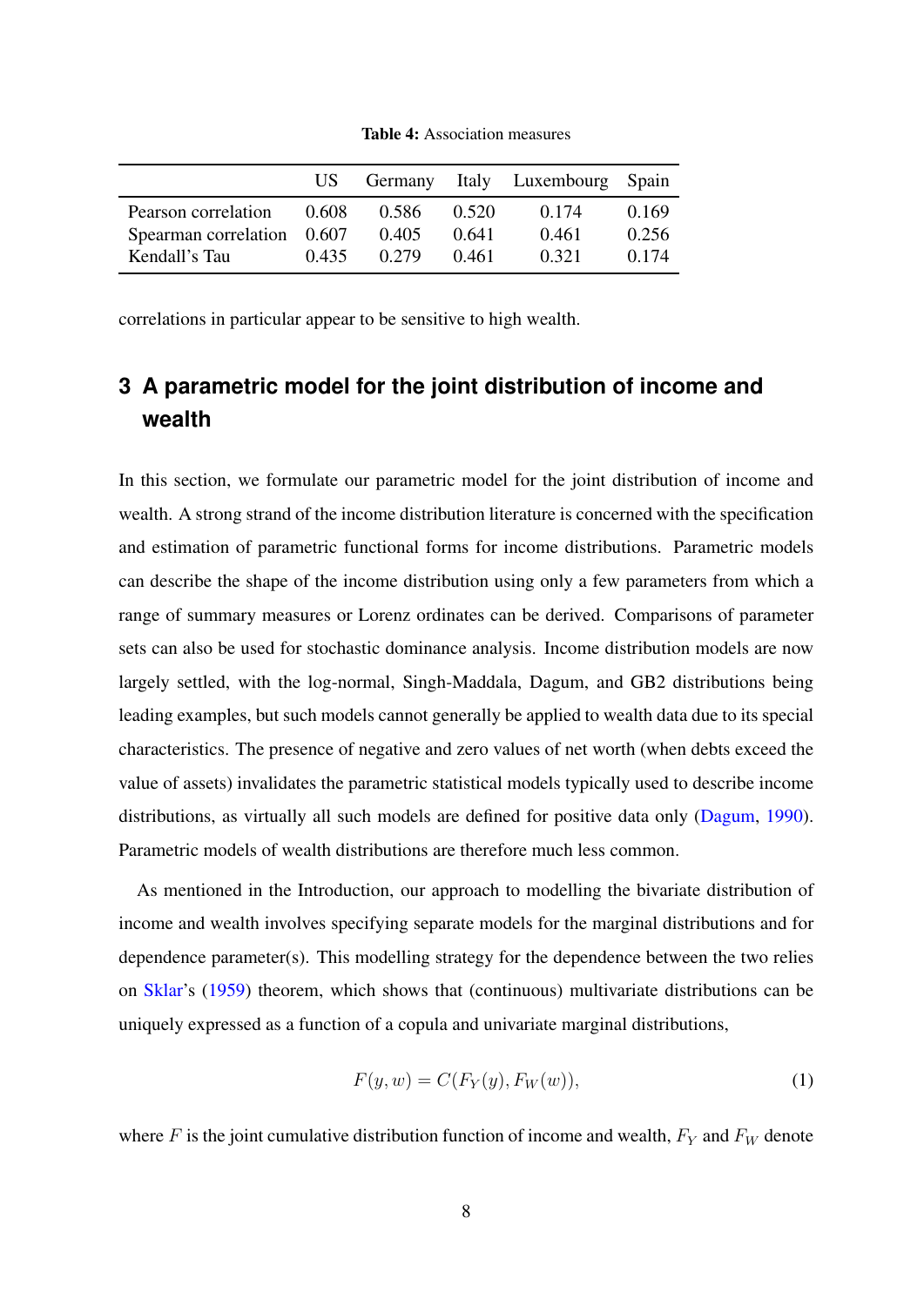**Table 4:** Association measures

| | US | Germany | Italy | Luxembourg | Spain |
|---|---|---|---|---|---|
| Pearson correlation | 0.608 | 0.586 | 0.520 | 0.174 | 0.169 |
| Spearman correlation | 0.607 | 0.405 | 0.641 | 0.461 | 0.256 |
| Kendall's Tau | 0.435 | 0.279 | 0.461 | 0.321 | 0.174 |

correlations in particular appear to be sensitive to high wealth.

## 3 A parametric model for the joint distribution of income and wealth

In this section, we formulate our parametric model for the joint distribution of income and wealth. A strong strand of the income distribution literature is concerned with the specification and estimation of parametric functional forms for income distributions. Parametric models can describe the shape of the income distribution using only a few parameters from which a range of summary measures or Lorenz ordinates can be derived. Comparisons of parameter sets can also be used for stochastic dominance analysis. Income distribution models are now largely settled, with the log-normal, Singh-Maddala, Dagum, and GB2 distributions being leading examples, but such models cannot generally be applied to wealth data due to its special characteristics. The presence of negative and zero values of net worth (when debts exceed the value of assets) invalidates the parametric statistical models typically used to describe income distributions, as virtually all such models are defined for positive data only (Dagum, 1990). Parametric models of wealth distributions are therefore much less common.

As mentioned in the Introduction, our approach to modelling the bivariate distribution of income and wealth involves specifying separate models for the marginal distributions and for dependence parameter(s). This modelling strategy for the dependence between the two relies on Sklar's (1959) theorem, which shows that (continuous) multivariate distributions can be uniquely expressed as a function of a copula and univariate marginal distributions,

$$F(y, w) = C(F_Y(y), F_W(w)), \tag{1}$$

where $F$ is the joint cumulative distribution function of income and wealth, $F_Y$ and $F_W$ denote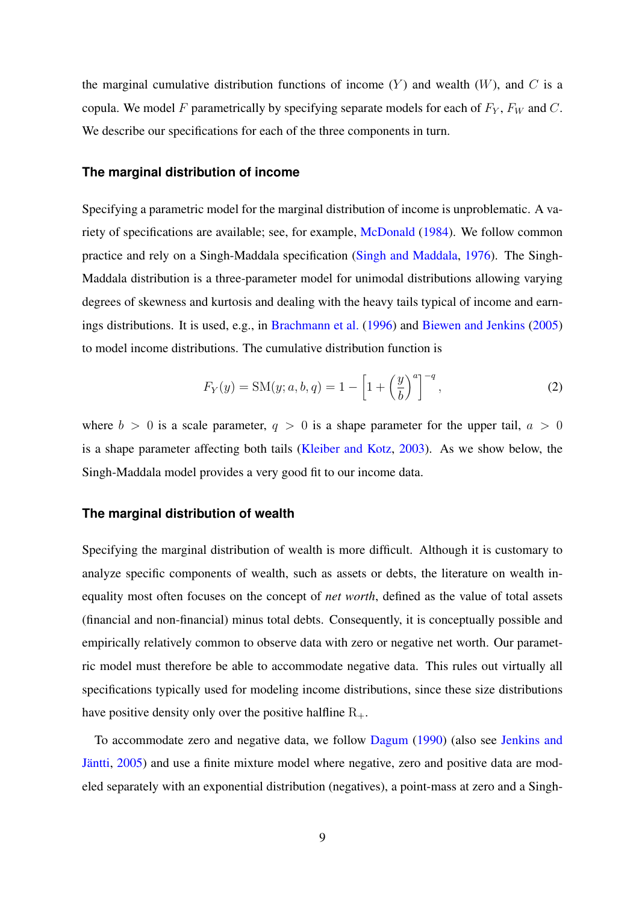the marginal cumulative distribution functions of income ($Y$) and wealth ($W$), and $C$ is a copula. We model $F$ parametrically by specifying separate models for each of $F_Y$, $F_W$ and $C$. We describe our specifications for each of the three components in turn.

### The marginal distribution of income

Specifying a parametric model for the marginal distribution of income is unproblematic. A variety of specifications are available; see, for example, McDonald (1984). We follow common practice and rely on a Singh-Maddala specification (Singh and Maddala, 1976). The Singh-Maddala distribution is a three-parameter model for unimodal distributions allowing varying degrees of skewness and kurtosis and dealing with the heavy tails typical of income and earnings distributions. It is used, e.g., in Brachmann et al. (1996) and Biewen and Jenkins (2005) to model income distributions. The cumulative distribution function is

$$F_Y(y) = \mathrm{SM}(y; a, b, q) = 1 - \left[1 + \left(\frac{y}{b}\right)^a\right]^{-q}, \tag{2}$$

where $b > 0$ is a scale parameter, $q > 0$ is a shape parameter for the upper tail, $a > 0$ is a shape parameter affecting both tails (Kleiber and Kotz, 2003). As we show below, the Singh-Maddala model provides a very good fit to our income data.

### The marginal distribution of wealth

Specifying the marginal distribution of wealth is more difficult. Although it is customary to analyze specific components of wealth, such as assets or debts, the literature on wealth inequality most often focuses on the concept of *net worth*, defined as the value of total assets (financial and non-financial) minus total debts. Consequently, it is conceptually possible and empirically relatively common to observe data with zero or negative net worth. Our parametric model must therefore be able to accommodate negative data. This rules out virtually all specifications typically used for modeling income distributions, since these size distributions have positive density only over the positive halfline $\mathrm{R}_+$.

To accommodate zero and negative data, we follow Dagum (1990) (also see Jenkins and Jäntti, 2005) and use a finite mixture model where negative, zero and positive data are modeled separately with an exponential distribution (negatives), a point-mass at zero and a Singh-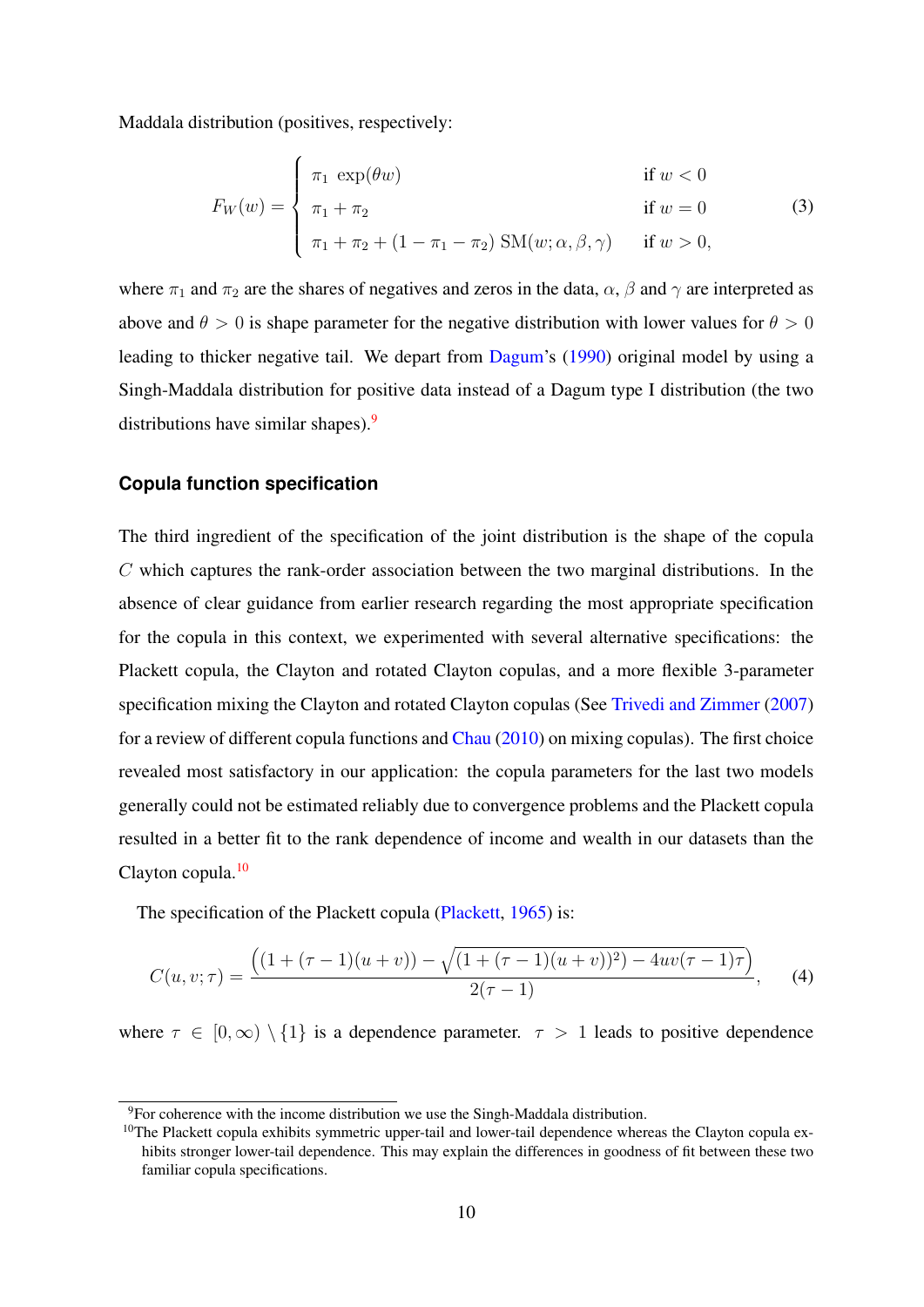Maddala distribution (positives, respectively:

$$F_W(w) = \begin{cases} \pi_1 \ \exp(\theta w) & \text{if } w < 0 \\ \pi_1 + \pi_2 & \text{if } w = 0 \\ \pi_1 + \pi_2 + (1 - \pi_1 - \pi_2) \ \text{SM}(w; \alpha, \beta, \gamma) & \text{if } w > 0, \end{cases} \tag{3}$$

where $\pi_1$ and $\pi_2$ are the shares of negatives and zeros in the data, $\alpha$, $\beta$ and $\gamma$ are interpreted as above and $\theta > 0$ is shape parameter for the negative distribution with lower values for $\theta > 0$ leading to thicker negative tail. We depart from Dagum's (1990) original model by using a Singh-Maddala distribution for positive data instead of a Dagum type I distribution (the two distributions have similar shapes).[9]

### Copula function specification

The third ingredient of the specification of the joint distribution is the shape of the copula $C$ which captures the rank-order association between the two marginal distributions. In the absence of clear guidance from earlier research regarding the most appropriate specification for the copula in this context, we experimented with several alternative specifications: the Plackett copula, the Clayton and rotated Clayton copulas, and a more flexible 3-parameter specification mixing the Clayton and rotated Clayton copulas (See Trivedi and Zimmer (2007) for a review of different copula functions and Chau (2010) on mixing copulas). The first choice revealed most satisfactory in our application: the copula parameters for the last two models generally could not be estimated reliably due to convergence problems and the Plackett copula resulted in a better fit to the rank dependence of income and wealth in our datasets than the Clayton copula.[10]

The specification of the Plackett copula (Plackett, 1965) is:

$$C(u, v; \tau) = \frac{\left((1 + (\tau - 1)(u + v)) - \sqrt{(1 + (\tau - 1)(u + v))^2) - 4uv(\tau - 1)\tau}\right)}{2(\tau - 1)}, \tag{4}$$

where $\tau \in [0, \infty) \setminus \{1\}$ is a dependence parameter. $\tau > 1$ leads to positive dependence

[9] For coherence with the income distribution we use the Singh-Maddala distribution.

[10] The Plackett copula exhibits symmetric upper-tail and lower-tail dependence whereas the Clayton copula exhibits stronger lower-tail dependence. This may explain the differences in goodness of fit between these two familiar copula specifications.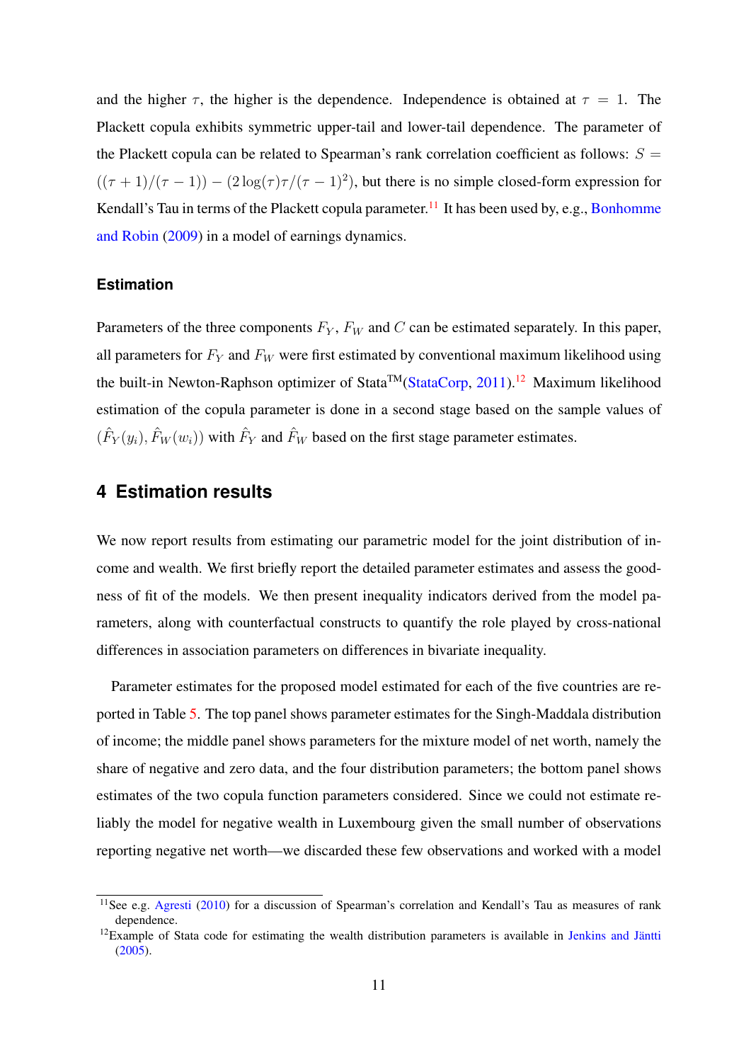and the higher $\tau$, the higher is the dependence. Independence is obtained at $\tau = 1$. The Plackett copula exhibits symmetric upper-tail and lower-tail dependence. The parameter of the Plackett copula can be related to Spearman's rank correlation coefficient as follows: $S = ((\tau+1)/(\tau-1)) - (2\log(\tau)\tau/(\tau-1)^2)$, but there is no simple closed-form expression for Kendall's Tau in terms of the Plackett copula parameter.[11] It has been used by, e.g., Bonhomme and Robin (2009) in a model of earnings dynamics.

### Estimation

Parameters of the three components $F_Y$, $F_W$ and $C$ can be estimated separately. In this paper, all parameters for $F_Y$ and $F_W$ were first estimated by conventional maximum likelihood using the built-in Newton-Raphson optimizer of Stata™(StataCorp, 2011).[12] Maximum likelihood estimation of the copula parameter is done in a second stage based on the sample values of $(\hat{F}_Y(y_i), \hat{F}_W(w_i))$ with $\hat{F}_Y$ and $\hat{F}_W$ based on the first stage parameter estimates.

## 4 Estimation results

We now report results from estimating our parametric model for the joint distribution of income and wealth. We first briefly report the detailed parameter estimates and assess the goodness of fit of the models. We then present inequality indicators derived from the model parameters, along with counterfactual constructs to quantify the role played by cross-national differences in association parameters on differences in bivariate inequality.

Parameter estimates for the proposed model estimated for each of the five countries are reported in Table 5. The top panel shows parameter estimates for the Singh-Maddala distribution of income; the middle panel shows parameters for the mixture model of net worth, namely the share of negative and zero data, and the four distribution parameters; the bottom panel shows estimates of the two copula function parameters considered. Since we could not estimate reliably the model for negative wealth in Luxembourg given the small number of observations reporting negative net worth—we discarded these few observations and worked with a model

[11] See e.g. Agresti (2010) for a discussion of Spearman's correlation and Kendall's Tau as measures of rank dependence.

[12] Example of Stata code for estimating the wealth distribution parameters is available in Jenkins and Jäntti (2005).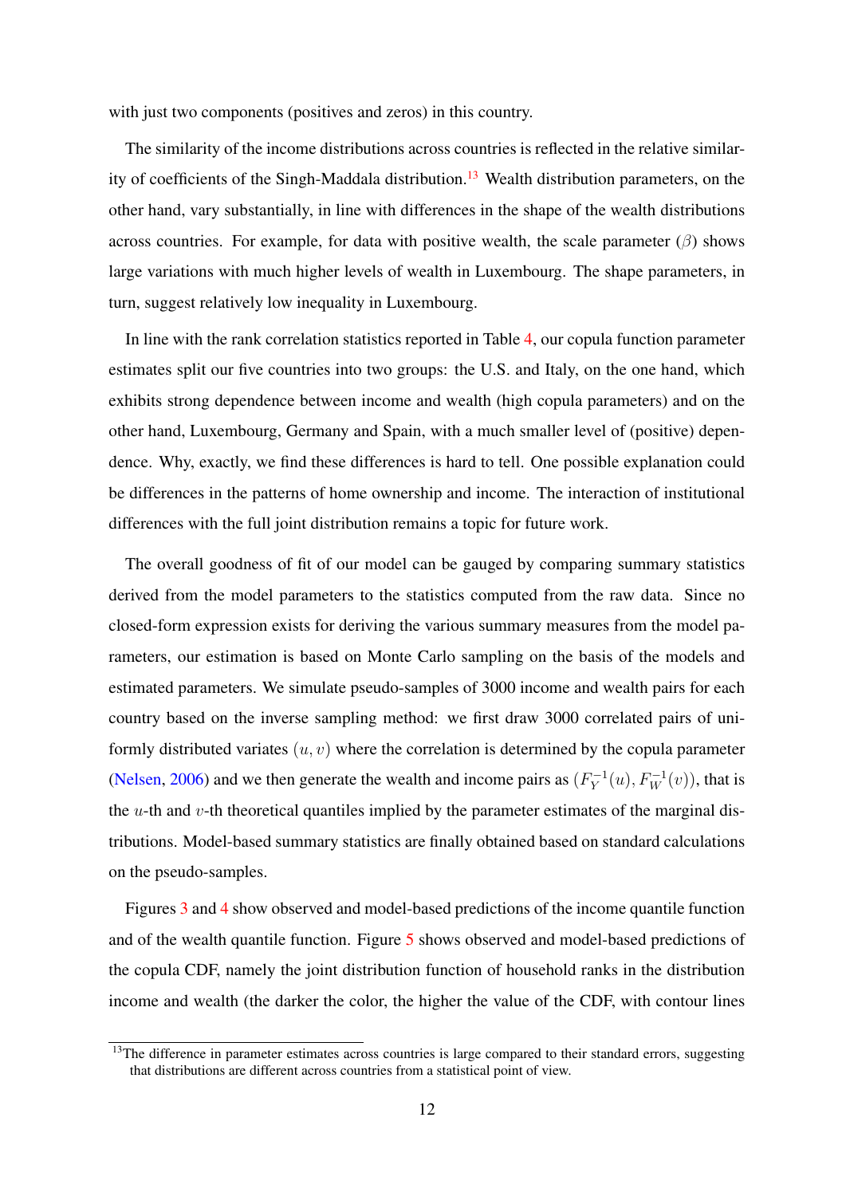with just two components (positives and zeros) in this country.

The similarity of the income distributions across countries is reflected in the relative similarity of coefficients of the Singh-Maddala distribution.[13] Wealth distribution parameters, on the other hand, vary substantially, in line with differences in the shape of the wealth distributions across countries. For example, for data with positive wealth, the scale parameter ($\beta$) shows large variations with much higher levels of wealth in Luxembourg. The shape parameters, in turn, suggest relatively low inequality in Luxembourg.

In line with the rank correlation statistics reported in Table 4, our copula function parameter estimates split our five countries into two groups: the U.S. and Italy, on the one hand, which exhibits strong dependence between income and wealth (high copula parameters) and on the other hand, Luxembourg, Germany and Spain, with a much smaller level of (positive) dependence. Why, exactly, we find these differences is hard to tell. One possible explanation could be differences in the patterns of home ownership and income. The interaction of institutional differences with the full joint distribution remains a topic for future work.

The overall goodness of fit of our model can be gauged by comparing summary statistics derived from the model parameters to the statistics computed from the raw data. Since no closed-form expression exists for deriving the various summary measures from the model parameters, our estimation is based on Monte Carlo sampling on the basis of the models and estimated parameters. We simulate pseudo-samples of 3000 income and wealth pairs for each country based on the inverse sampling method: we first draw 3000 correlated pairs of uniformly distributed variates $(u, v)$ where the correlation is determined by the copula parameter (Nelsen, 2006) and we then generate the wealth and income pairs as $(F_Y^{-1}(u), F_W^{-1}(v))$, that is the $u$-th and $v$-th theoretical quantiles implied by the parameter estimates of the marginal distributions. Model-based summary statistics are finally obtained based on standard calculations on the pseudo-samples.

Figures 3 and 4 show observed and model-based predictions of the income quantile function and of the wealth quantile function. Figure 5 shows observed and model-based predictions of the copula CDF, namely the joint distribution function of household ranks in the distribution income and wealth (the darker the color, the higher the value of the CDF, with contour lines

[13] The difference in parameter estimates across countries is large compared to their standard errors, suggesting that distributions are different across countries from a statistical point of view.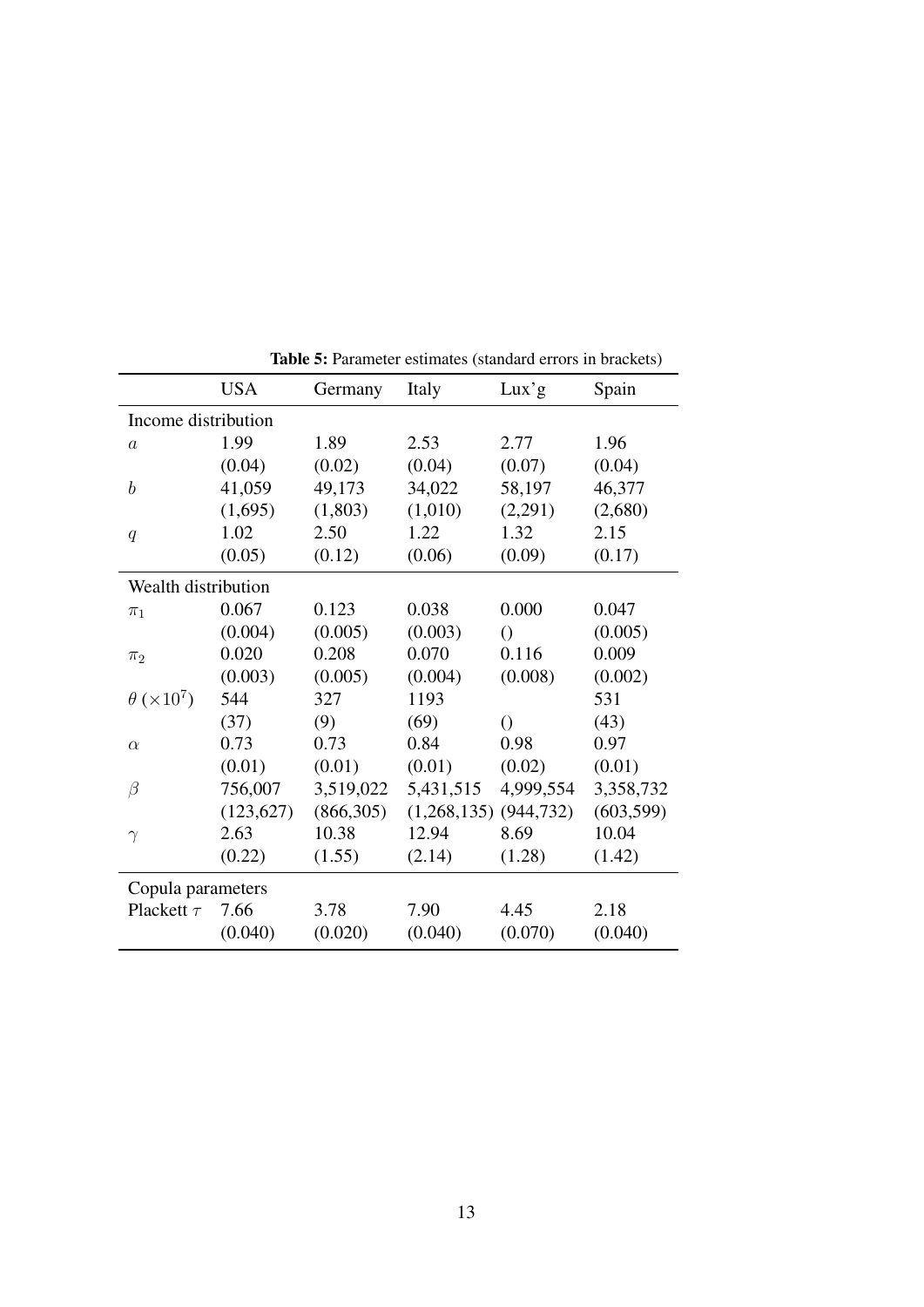**Table 5:** Parameter estimates (standard errors in brackets)

| | USA | Germany | Italy | Lux'g | Spain |
|---|---|---|---|---|---|
| Income distribution | | | | | |
| $a$ | 1.99 | 1.89 | 2.53 | 2.77 | 1.96 |
| | (0.04) | (0.02) | (0.04) | (0.07) | (0.04) |
| $b$ | 41,059 | 49,173 | 34,022 | 58,197 | 46,377 |
| | (1,695) | (1,803) | (1,010) | (2,291) | (2,680) |
| $q$ | 1.02 | 2.50 | 1.22 | 1.32 | 2.15 |
| | (0.05) | (0.12) | (0.06) | (0.09) | (0.17) |
| Wealth distribution | | | | | |
| $\pi_1$ | 0.067 | 0.123 | 0.038 | 0.000 | 0.047 |
| | (0.004) | (0.005) | (0.003) | () | (0.005) |
| $\pi_2$ | 0.020 | 0.208 | 0.070 | 0.116 | 0.009 |
| | (0.003) | (0.005) | (0.004) | (0.008) | (0.002) |
| $\theta$ ($\times 10^7$) | 544 | 327 | 1193 | | 531 |
| | (37) | (9) | (69) | () | (43) |
| $\alpha$ | 0.73 | 0.73 | 0.84 | 0.98 | 0.97 |
| | (0.01) | (0.01) | (0.01) | (0.02) | (0.01) |
| $\beta$ | 756,007 | 3,519,022 | 5,431,515 | 4,999,554 | 3,358,732 |
| | (123,627) | (866,305) | (1,268,135) | (944,732) | (603,599) |
| $\gamma$ | 2.63 | 10.38 | 12.94 | 8.69 | 10.04 |
| | (0.22) | (1.55) | (2.14) | (1.28) | (1.42) |
| Copula parameters | | | | | |
| Plackett $\tau$ | 7.66 | 3.78 | 7.90 | 4.45 | 2.18 |
| | (0.040) | (0.020) | (0.040) | (0.070) | (0.040) |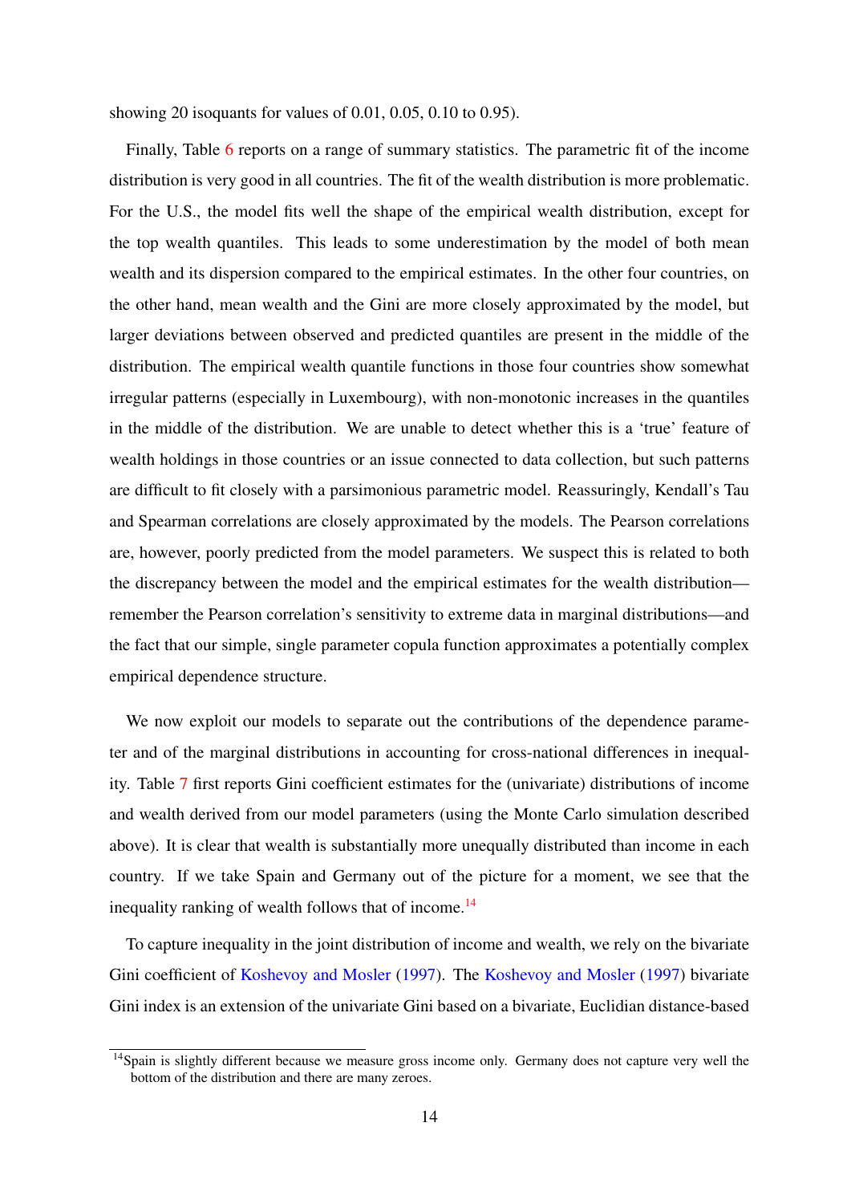showing 20 isoquants for values of 0.01, 0.05, 0.10 to 0.95).

Finally, Table 6 reports on a range of summary statistics. The parametric fit of the income distribution is very good in all countries. The fit of the wealth distribution is more problematic. For the U.S., the model fits well the shape of the empirical wealth distribution, except for the top wealth quantiles. This leads to some underestimation by the model of both mean wealth and its dispersion compared to the empirical estimates. In the other four countries, on the other hand, mean wealth and the Gini are more closely approximated by the model, but larger deviations between observed and predicted quantiles are present in the middle of the distribution. The empirical wealth quantile functions in those four countries show somewhat irregular patterns (especially in Luxembourg), with non-monotonic increases in the quantiles in the middle of the distribution. We are unable to detect whether this is a 'true' feature of wealth holdings in those countries or an issue connected to data collection, but such patterns are difficult to fit closely with a parsimonious parametric model. Reassuringly, Kendall's Tau and Spearman correlations are closely approximated by the models. The Pearson correlations are, however, poorly predicted from the model parameters. We suspect this is related to both the discrepancy between the model and the empirical estimates for the wealth distribution—remember the Pearson correlation's sensitivity to extreme data in marginal distributions—and the fact that our simple, single parameter copula function approximates a potentially complex empirical dependence structure.

We now exploit our models to separate out the contributions of the dependence parameter and of the marginal distributions in accounting for cross-national differences in inequality. Table 7 first reports Gini coefficient estimates for the (univariate) distributions of income and wealth derived from our model parameters (using the Monte Carlo simulation described above). It is clear that wealth is substantially more unequally distributed than income in each country. If we take Spain and Germany out of the picture for a moment, we see that the inequality ranking of wealth follows that of income.[14]

To capture inequality in the joint distribution of income and wealth, we rely on the bivariate Gini coefficient of Koshevoy and Mosler (1997). The Koshevoy and Mosler (1997) bivariate Gini index is an extension of the univariate Gini based on a bivariate, Euclidian distance-based

[14] Spain is slightly different because we measure gross income only. Germany does not capture very well the bottom of the distribution and there are many zeroes.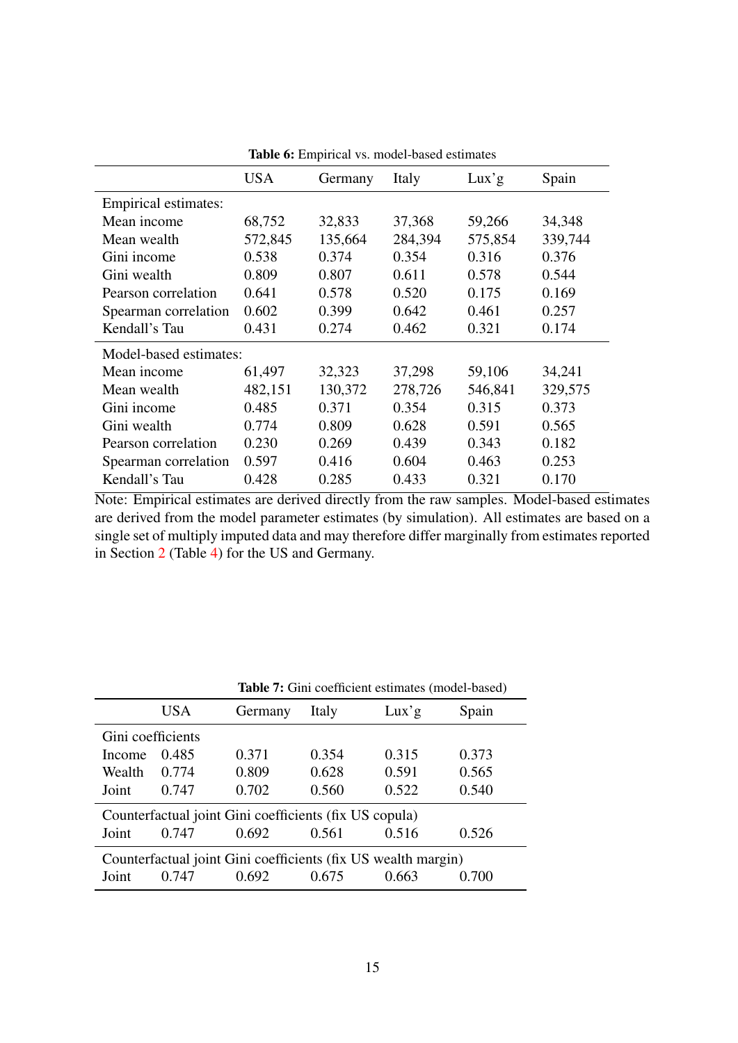**Table 6:** Empirical vs. model-based estimates

| | USA | Germany | Italy | Lux'g | Spain |
|---|---|---|---|---|---|
| Empirical estimates: | | | | | |
| Mean income | 68,752 | 32,833 | 37,368 | 59,266 | 34,348 |
| Mean wealth | 572,845 | 135,664 | 284,394 | 575,854 | 339,744 |
| Gini income | 0.538 | 0.374 | 0.354 | 0.316 | 0.376 |
| Gini wealth | 0.809 | 0.807 | 0.611 | 0.578 | 0.544 |
| Pearson correlation | 0.641 | 0.578 | 0.520 | 0.175 | 0.169 |
| Spearman correlation | 0.602 | 0.399 | 0.642 | 0.461 | 0.257 |
| Kendall's Tau | 0.431 | 0.274 | 0.462 | 0.321 | 0.174 |
| Model-based estimates: | | | | | |
| Mean income | 61,497 | 32,323 | 37,298 | 59,106 | 34,241 |
| Mean wealth | 482,151 | 130,372 | 278,726 | 546,841 | 329,575 |
| Gini income | 0.485 | 0.371 | 0.354 | 0.315 | 0.373 |
| Gini wealth | 0.774 | 0.809 | 0.628 | 0.591 | 0.565 |
| Pearson correlation | 0.230 | 0.269 | 0.439 | 0.343 | 0.182 |
| Spearman correlation | 0.597 | 0.416 | 0.604 | 0.463 | 0.253 |
| Kendall's Tau | 0.428 | 0.285 | 0.433 | 0.321 | 0.170 |

Note: Empirical estimates are derived directly from the raw samples. Model-based estimates are derived from the model parameter estimates (by simulation). All estimates are based on a single set of multiply imputed data and may therefore differ marginally from estimates reported in Section 2 (Table 4) for the US and Germany.

**Table 7:** Gini coefficient estimates (model-based)

| | USA | Germany | Italy | Lux'g | Spain |
|---|---|---|---|---|---|
| Gini coefficients | | | | | |
| Income | 0.485 | 0.371 | 0.354 | 0.315 | 0.373 |
| Wealth | 0.774 | 0.809 | 0.628 | 0.591 | 0.565 |
| Joint | 0.747 | 0.702 | 0.560 | 0.522 | 0.540 |
| Counterfactual joint Gini coefficients (fix US copula) | | | | | |
| Joint | 0.747 | 0.692 | 0.561 | 0.516 | 0.526 |
| Counterfactual joint Gini coefficients (fix US wealth margin) | | | | | |
| Joint | 0.747 | 0.692 | 0.675 | 0.663 | 0.700 |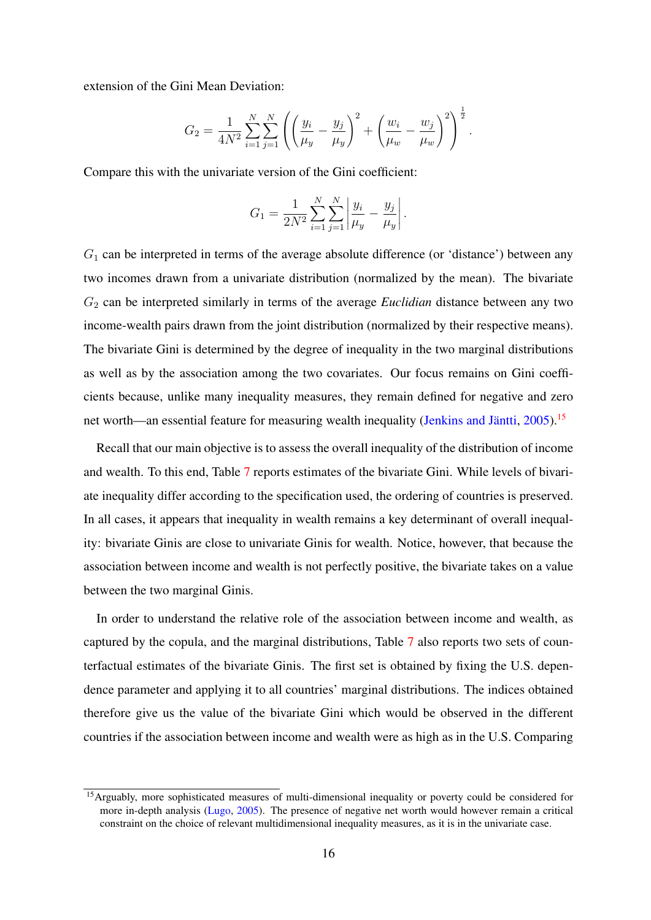extension of the Gini Mean Deviation:

$$G_2 = \frac{1}{4N^2} \sum_{i=1}^{N} \sum_{j=1}^{N} \left( \left( \frac{y_i}{\mu_y} - \frac{y_j}{\mu_y} \right)^2 + \left( \frac{w_i}{\mu_w} - \frac{w_j}{\mu_w} \right)^2 \right)^{\frac{1}{2}}.$$

Compare this with the univariate version of the Gini coefficient:

$$G_1 = \frac{1}{2N^2} \sum_{i=1}^{N} \sum_{j=1}^{N} \left| \frac{y_i}{\mu_y} - \frac{y_j}{\mu_y} \right|.$$

$G_1$ can be interpreted in terms of the average absolute difference (or 'distance') between any two incomes drawn from a univariate distribution (normalized by the mean). The bivariate $G_2$ can be interpreted similarly in terms of the average *Euclidian* distance between any two income-wealth pairs drawn from the joint distribution (normalized by their respective means). The bivariate Gini is determined by the degree of inequality in the two marginal distributions as well as by the association among the two covariates. Our focus remains on Gini coefficients because, unlike many inequality measures, they remain defined for negative and zero net worth—an essential feature for measuring wealth inequality (Jenkins and Jäntti, 2005).[15]

Recall that our main objective is to assess the overall inequality of the distribution of income and wealth. To this end, Table 7 reports estimates of the bivariate Gini. While levels of bivariate inequality differ according to the specification used, the ordering of countries is preserved. In all cases, it appears that inequality in wealth remains a key determinant of overall inequality: bivariate Ginis are close to univariate Ginis for wealth. Notice, however, that because the association between income and wealth is not perfectly positive, the bivariate takes on a value between the two marginal Ginis.

In order to understand the relative role of the association between income and wealth, as captured by the copula, and the marginal distributions, Table 7 also reports two sets of counterfactual estimates of the bivariate Ginis. The first set is obtained by fixing the U.S. dependence parameter and applying it to all countries' marginal distributions. The indices obtained therefore give us the value of the bivariate Gini which would be observed in the different countries if the association between income and wealth were as high as in the U.S. Comparing

[15]Arguably, more sophisticated measures of multi-dimensional inequality or poverty could be considered for more in-depth analysis (Lugo, 2005). The presence of negative net worth would however remain a critical constraint on the choice of relevant multidimensional inequality measures, as it is in the univariate case.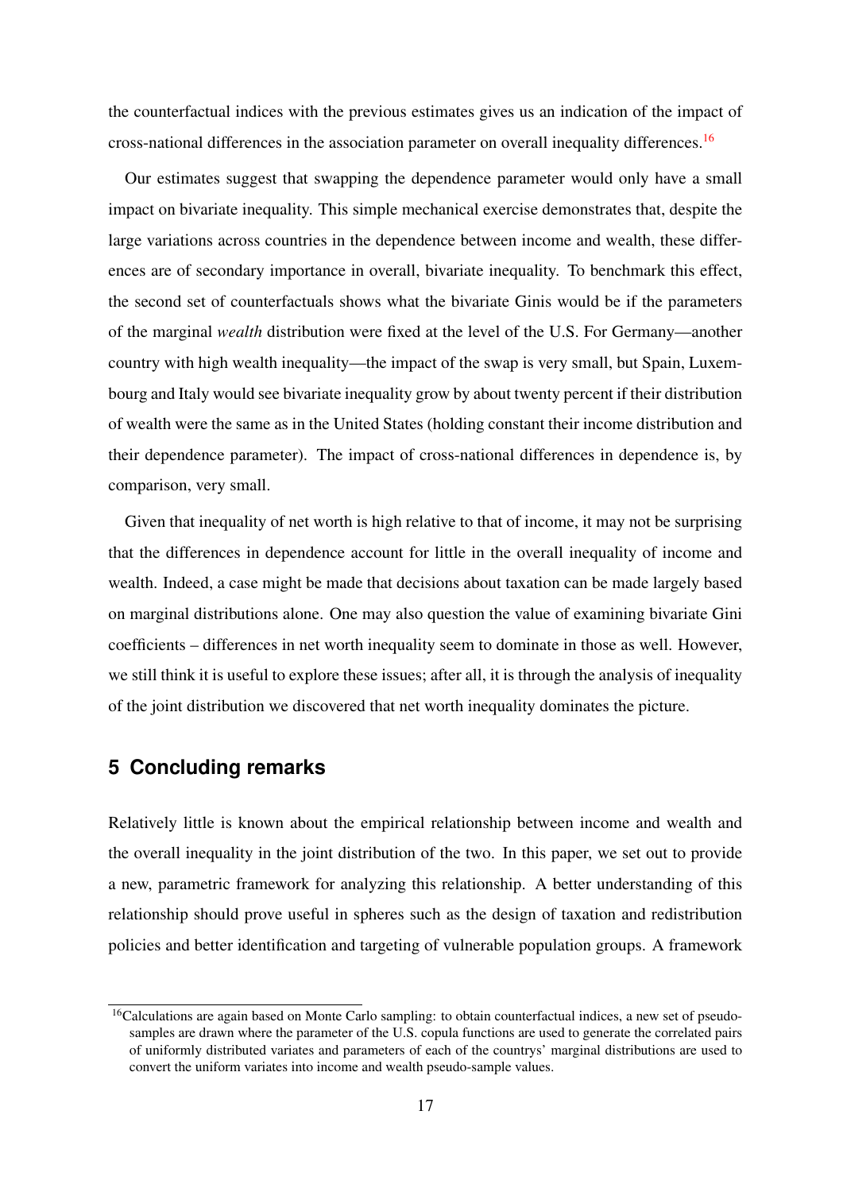the counterfactual indices with the previous estimates gives us an indication of the impact of cross-national differences in the association parameter on overall inequality differences.[16]

Our estimates suggest that swapping the dependence parameter would only have a small impact on bivariate inequality. This simple mechanical exercise demonstrates that, despite the large variations across countries in the dependence between income and wealth, these differences are of secondary importance in overall, bivariate inequality. To benchmark this effect, the second set of counterfactuals shows what the bivariate Ginis would be if the parameters of the marginal *wealth* distribution were fixed at the level of the U.S. For Germany—another country with high wealth inequality—the impact of the swap is very small, but Spain, Luxembourg and Italy would see bivariate inequality grow by about twenty percent if their distribution of wealth were the same as in the United States (holding constant their income distribution and their dependence parameter). The impact of cross-national differences in dependence is, by comparison, very small.

Given that inequality of net worth is high relative to that of income, it may not be surprising that the differences in dependence account for little in the overall inequality of income and wealth. Indeed, a case might be made that decisions about taxation can be made largely based on marginal distributions alone. One may also question the value of examining bivariate Gini coefficients – differences in net worth inequality seem to dominate in those as well. However, we still think it is useful to explore these issues; after all, it is through the analysis of inequality of the joint distribution we discovered that net worth inequality dominates the picture.

## 5 Concluding remarks

Relatively little is known about the empirical relationship between income and wealth and the overall inequality in the joint distribution of the two. In this paper, we set out to provide a new, parametric framework for analyzing this relationship. A better understanding of this relationship should prove useful in spheres such as the design of taxation and redistribution policies and better identification and targeting of vulnerable population groups. A framework

[16] Calculations are again based on Monte Carlo sampling: to obtain counterfactual indices, a new set of pseudo-samples are drawn where the parameter of the U.S. copula functions are used to generate the correlated pairs of uniformly distributed variates and parameters of each of the countrys' marginal distributions are used to convert the uniform variates into income and wealth pseudo-sample values.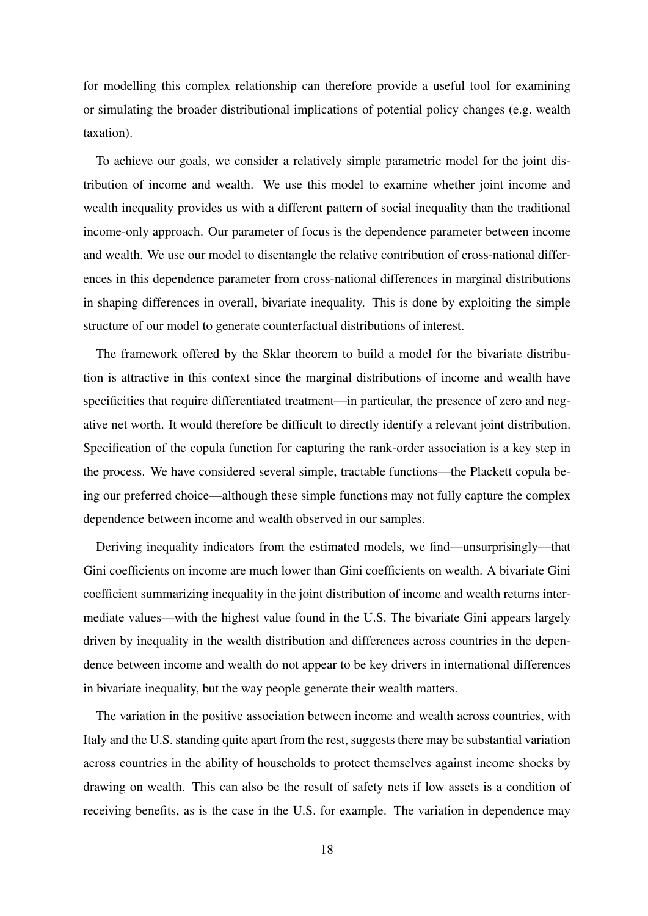for modelling this complex relationship can therefore provide a useful tool for examining or simulating the broader distributional implications of potential policy changes (e.g. wealth taxation).

To achieve our goals, we consider a relatively simple parametric model for the joint distribution of income and wealth. We use this model to examine whether joint income and wealth inequality provides us with a different pattern of social inequality than the traditional income-only approach. Our parameter of focus is the dependence parameter between income and wealth. We use our model to disentangle the relative contribution of cross-national differences in this dependence parameter from cross-national differences in marginal distributions in shaping differences in overall, bivariate inequality. This is done by exploiting the simple structure of our model to generate counterfactual distributions of interest.

The framework offered by the Sklar theorem to build a model for the bivariate distribution is attractive in this context since the marginal distributions of income and wealth have specificities that require differentiated treatment—in particular, the presence of zero and negative net worth. It would therefore be difficult to directly identify a relevant joint distribution. Specification of the copula function for capturing the rank-order association is a key step in the process. We have considered several simple, tractable functions—the Plackett copula being our preferred choice—although these simple functions may not fully capture the complex dependence between income and wealth observed in our samples.

Deriving inequality indicators from the estimated models, we find—unsurprisingly—that Gini coefficients on income are much lower than Gini coefficients on wealth. A bivariate Gini coefficient summarizing inequality in the joint distribution of income and wealth returns intermediate values—with the highest value found in the U.S. The bivariate Gini appears largely driven by inequality in the wealth distribution and differences across countries in the dependence between income and wealth do not appear to be key drivers in international differences in bivariate inequality, but the way people generate their wealth matters.

The variation in the positive association between income and wealth across countries, with Italy and the U.S. standing quite apart from the rest, suggests there may be substantial variation across countries in the ability of households to protect themselves against income shocks by drawing on wealth. This can also be the result of safety nets if low assets is a condition of receiving benefits, as is the case in the U.S. for example. The variation in dependence may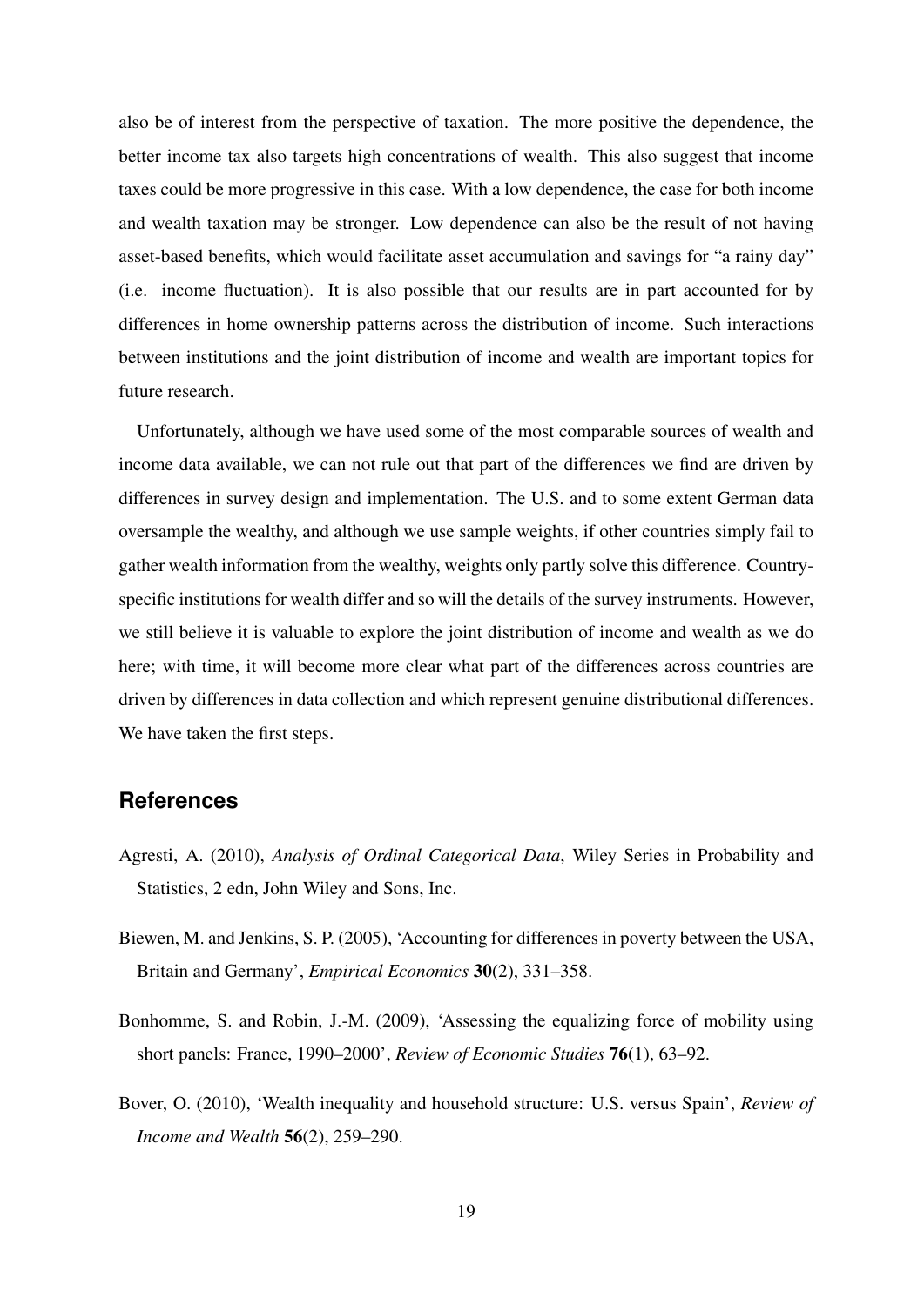also be of interest from the perspective of taxation. The more positive the dependence, the better income tax also targets high concentrations of wealth. This also suggest that income taxes could be more progressive in this case. With a low dependence, the case for both income and wealth taxation may be stronger. Low dependence can also be the result of not having asset-based benefits, which would facilitate asset accumulation and savings for "a rainy day" (i.e. income fluctuation). It is also possible that our results are in part accounted for by differences in home ownership patterns across the distribution of income. Such interactions between institutions and the joint distribution of income and wealth are important topics for future research.

Unfortunately, although we have used some of the most comparable sources of wealth and income data available, we can not rule out that part of the differences we find are driven by differences in survey design and implementation. The U.S. and to some extent German data oversample the wealthy, and although we use sample weights, if other countries simply fail to gather wealth information from the wealthy, weights only partly solve this difference. Country-specific institutions for wealth differ and so will the details of the survey instruments. However, we still believe it is valuable to explore the joint distribution of income and wealth as we do here; with time, it will become more clear what part of the differences across countries are driven by differences in data collection and which represent genuine distributional differences. We have taken the first steps.

## References

Agresti, A. (2010), *Analysis of Ordinal Categorical Data*, Wiley Series in Probability and Statistics, 2 edn, John Wiley and Sons, Inc.

Biewen, M. and Jenkins, S. P. (2005), 'Accounting for differences in poverty between the USA, Britain and Germany', *Empirical Economics* **30**(2), 331–358.

Bonhomme, S. and Robin, J.-M. (2009), 'Assessing the equalizing force of mobility using short panels: France, 1990–2000', *Review of Economic Studies* **76**(1), 63–92.

Bover, O. (2010), 'Wealth inequality and household structure: U.S. versus Spain', *Review of Income and Wealth* **56**(2), 259–290.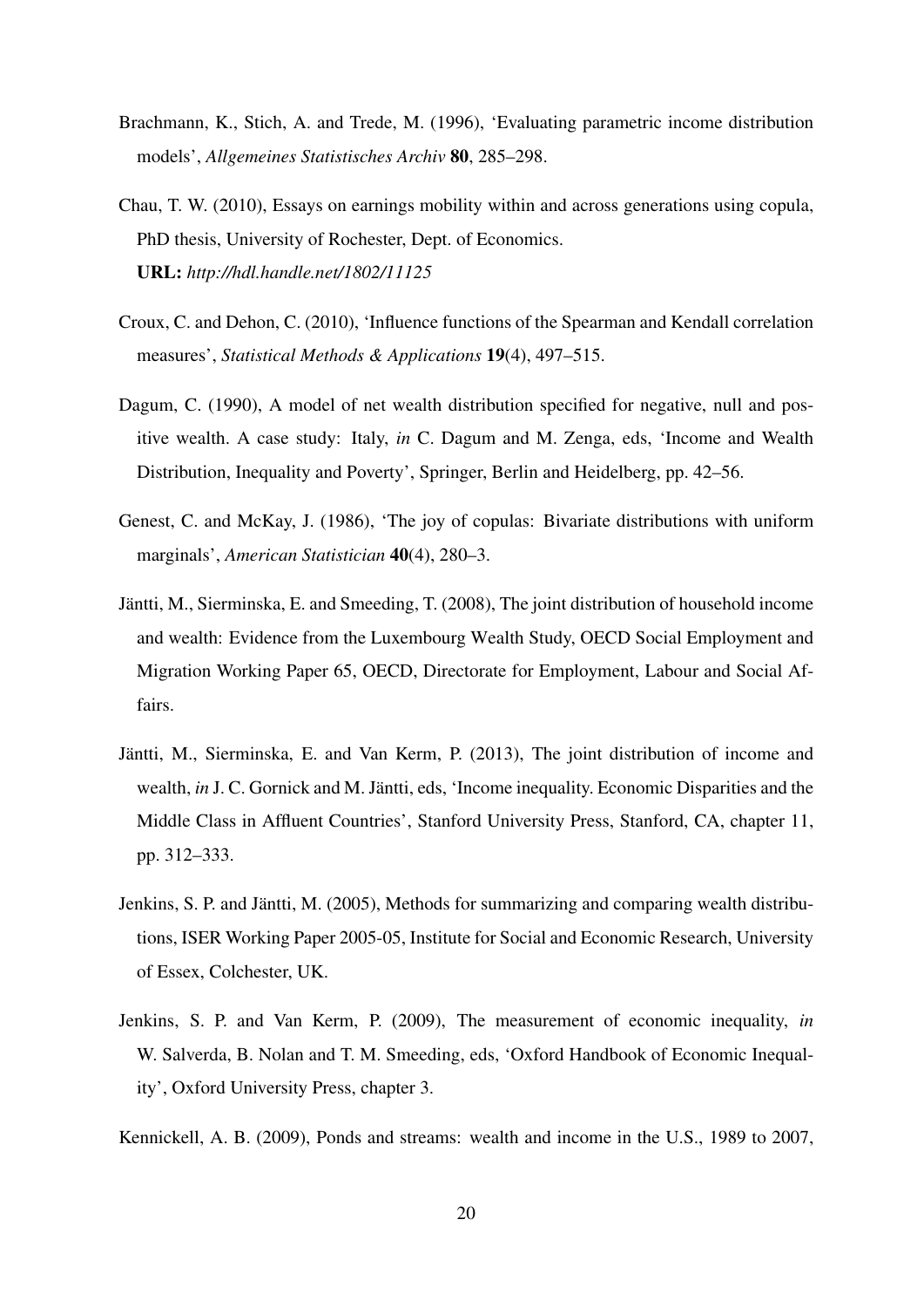Brachmann, K., Stich, A. and Trede, M. (1996), 'Evaluating parametric income distribution models', *Allgemeines Statistisches Archiv* **80**, 285–298.

Chau, T. W. (2010), Essays on earnings mobility within and across generations using copula, PhD thesis, University of Rochester, Dept. of Economics.
**URL:** *http://hdl.handle.net/1802/11125*

Croux, C. and Dehon, C. (2010), 'Influence functions of the Spearman and Kendall correlation measures', *Statistical Methods & Applications* **19**(4), 497–515.

Dagum, C. (1990), A model of net wealth distribution specified for negative, null and positive wealth. A case study: Italy, *in* C. Dagum and M. Zenga, eds, 'Income and Wealth Distribution, Inequality and Poverty', Springer, Berlin and Heidelberg, pp. 42–56.

Genest, C. and McKay, J. (1986), 'The joy of copulas: Bivariate distributions with uniform marginals', *American Statistician* **40**(4), 280–3.

Jäntti, M., Sierminska, E. and Smeeding, T. (2008), The joint distribution of household income and wealth: Evidence from the Luxembourg Wealth Study, OECD Social Employment and Migration Working Paper 65, OECD, Directorate for Employment, Labour and Social Affairs.

Jäntti, M., Sierminska, E. and Van Kerm, P. (2013), The joint distribution of income and wealth, *in* J. C. Gornick and M. Jäntti, eds, 'Income inequality. Economic Disparities and the Middle Class in Affluent Countries', Stanford University Press, Stanford, CA, chapter 11, pp. 312–333.

Jenkins, S. P. and Jäntti, M. (2005), Methods for summarizing and comparing wealth distributions, ISER Working Paper 2005-05, Institute for Social and Economic Research, University of Essex, Colchester, UK.

Jenkins, S. P. and Van Kerm, P. (2009), The measurement of economic inequality, *in* W. Salverda, B. Nolan and T. M. Smeeding, eds, 'Oxford Handbook of Economic Inequality', Oxford University Press, chapter 3.

Kennickell, A. B. (2009), Ponds and streams: wealth and income in the U.S., 1989 to 2007,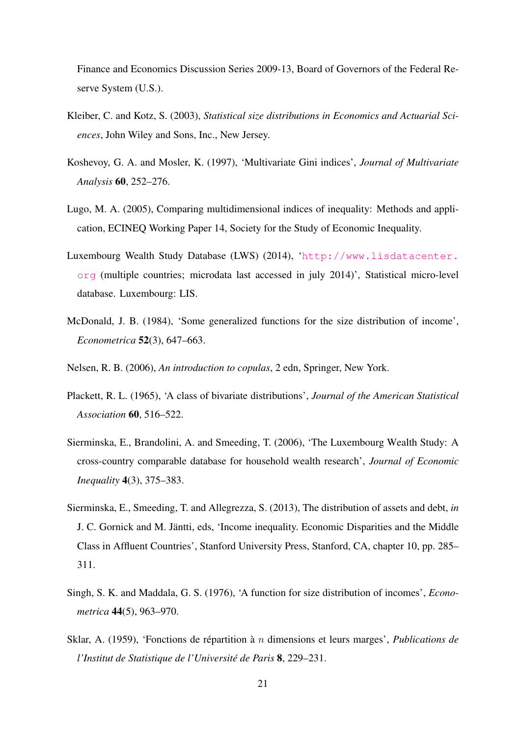Finance and Economics Discussion Series 2009-13, Board of Governors of the Federal Reserve System (U.S.).

Kleiber, C. and Kotz, S. (2003), *Statistical size distributions in Economics and Actuarial Sciences*, John Wiley and Sons, Inc., New Jersey.

Koshevoy, G. A. and Mosler, K. (1997), 'Multivariate Gini indices', *Journal of Multivariate Analysis* **60**, 252–276.

Lugo, M. A. (2005), Comparing multidimensional indices of inequality: Methods and application, ECINEQ Working Paper 14, Society for the Study of Economic Inequality.

Luxembourg Wealth Study Database (LWS) (2014), 'http://www.lisdatacenter.org (multiple countries; microdata last accessed in july 2014)', Statistical micro-level database. Luxembourg: LIS.

McDonald, J. B. (1984), 'Some generalized functions for the size distribution of income', *Econometrica* **52**(3), 647–663.

Nelsen, R. B. (2006), *An introduction to copulas*, 2 edn, Springer, New York.

Plackett, R. L. (1965), 'A class of bivariate distributions', *Journal of the American Statistical Association* **60**, 516–522.

Sierminska, E., Brandolini, A. and Smeeding, T. (2006), 'The Luxembourg Wealth Study: A cross-country comparable database for household wealth research', *Journal of Economic Inequality* **4**(3), 375–383.

Sierminska, E., Smeeding, T. and Allegrezza, S. (2013), The distribution of assets and debt, *in* J. C. Gornick and M. Jäntti, eds, 'Income inequality. Economic Disparities and the Middle Class in Affluent Countries', Stanford University Press, Stanford, CA, chapter 10, pp. 285–311.

Singh, S. K. and Maddala, G. S. (1976), 'A function for size distribution of incomes', *Econometrica* **44**(5), 963–970.

Sklar, A. (1959), 'Fonctions de répartition à $n$ dimensions et leurs marges', *Publications de l'Institut de Statistique de l'Université de Paris* **8**, 229–231.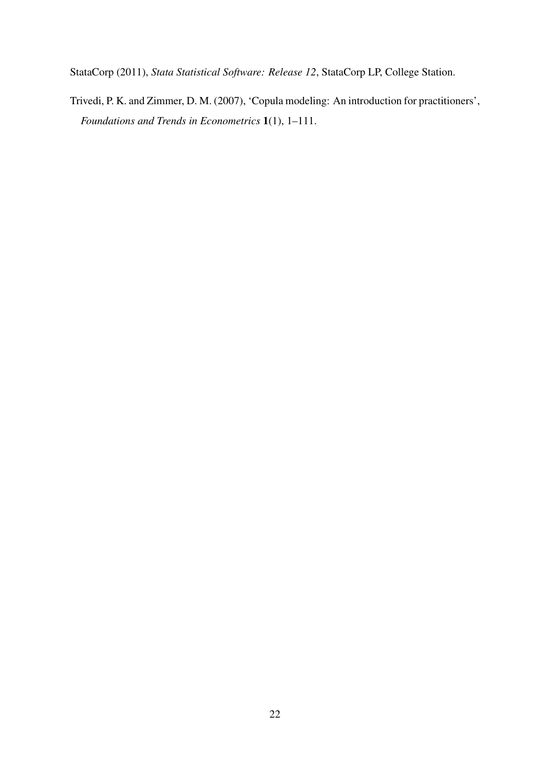StataCorp (2011), *Stata Statistical Software: Release 12*, StataCorp LP, College Station.

Trivedi, P. K. and Zimmer, D. M. (2007), 'Copula modeling: An introduction for practitioners', *Foundations and Trends in Econometrics* **1**(1), 1–111.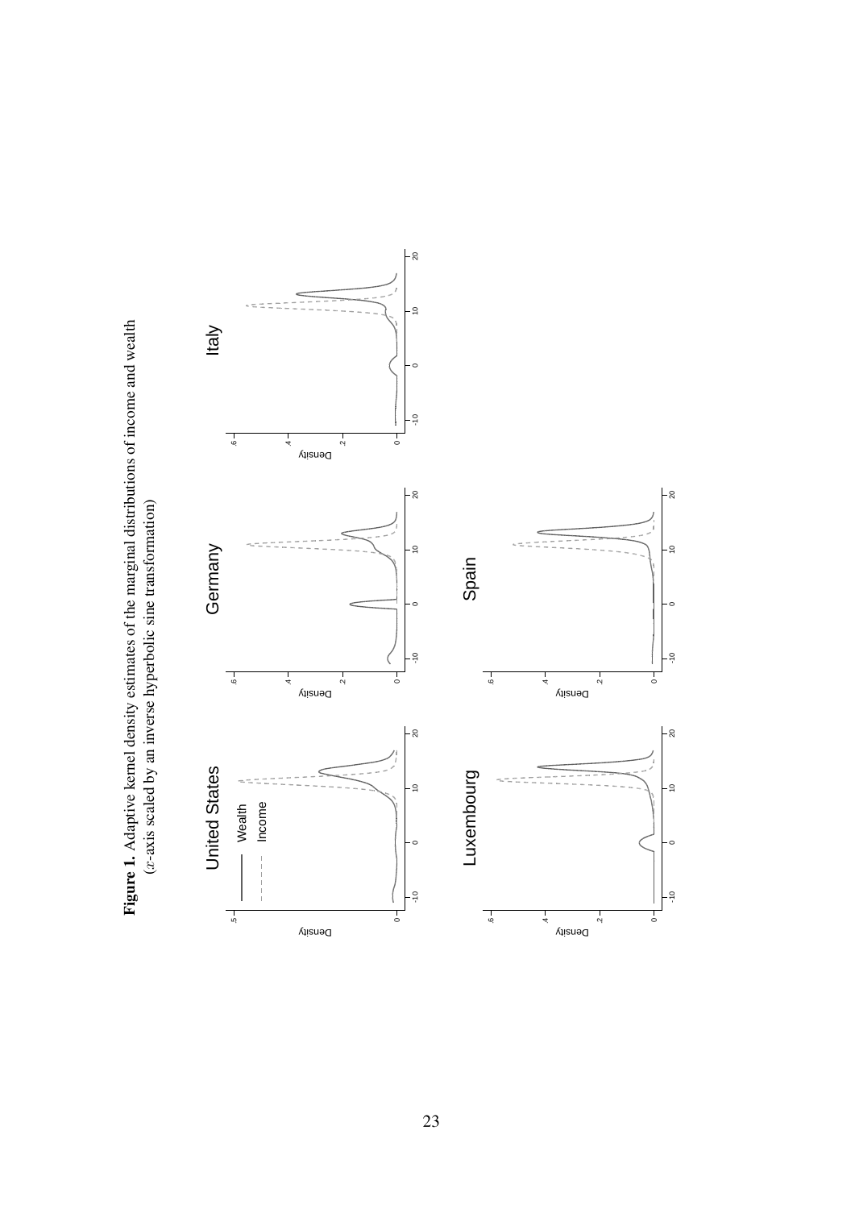**Figure 1.** Adaptive kernel density estimates of the marginal distributions of income and wealth ($x$-axis scaled by an inverse hyperbolic sine transformation)

United States

Wealth

Income

Density

.5

0

-10 0 10 20

Germany

Density

.6 .4 .2 0

-10 0 10 20

Italy

Density

.6 .4 .2 0

-10 0 10 20

Luxembourg

Density

.6 .4 .2 0

-10 0 10 20

Spain

Density

.6 .4 .2 0

-10 0 10 20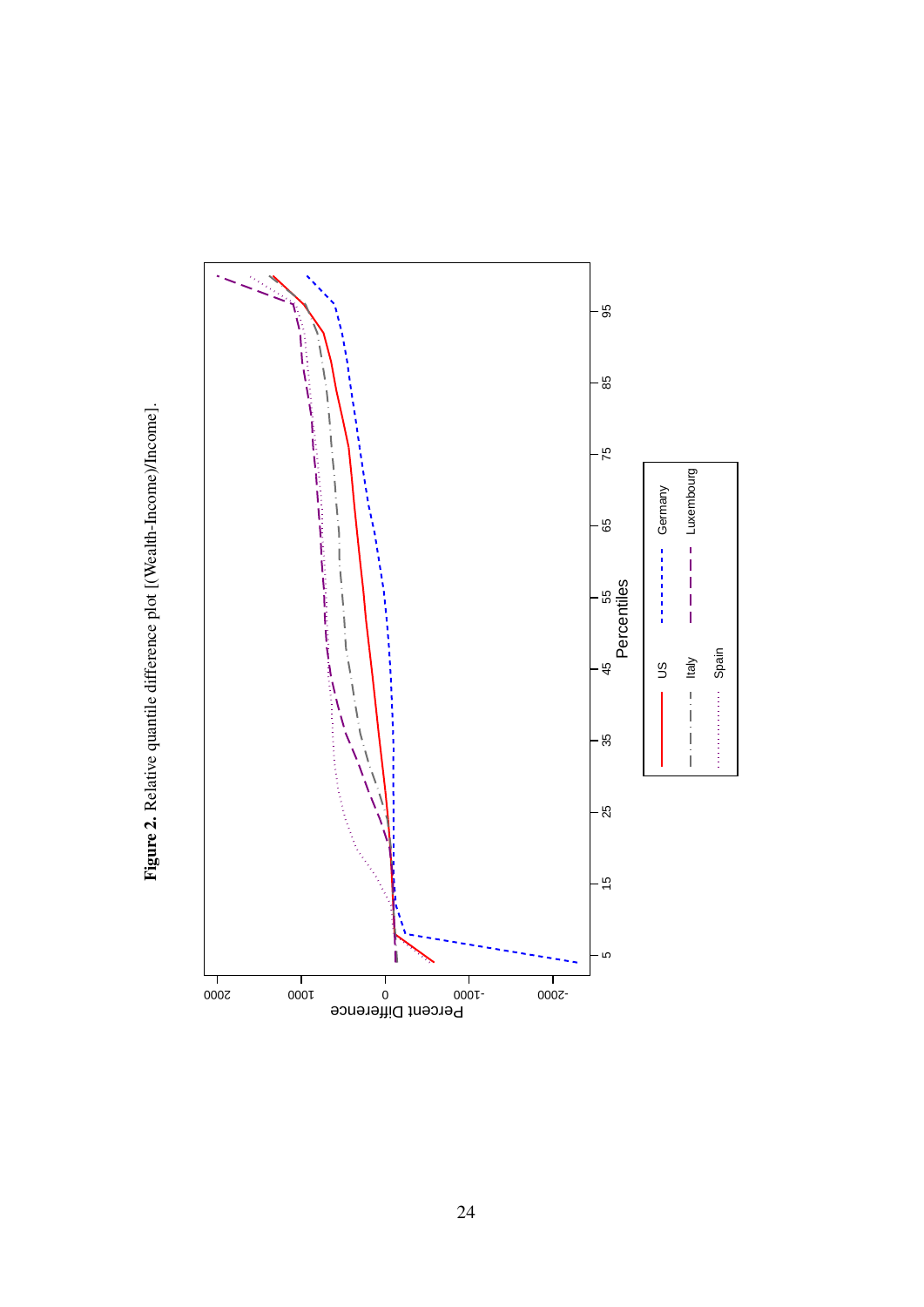**Figure 2.** Relative quantile difference plot [(Wealth-Income)/Income].

Percent Difference

2000

1000

0

-1000

-2000

5

15

25

35

45

55

65

75

85

95

Percentiles

US

Italy

Spain

Germany

Luxembourg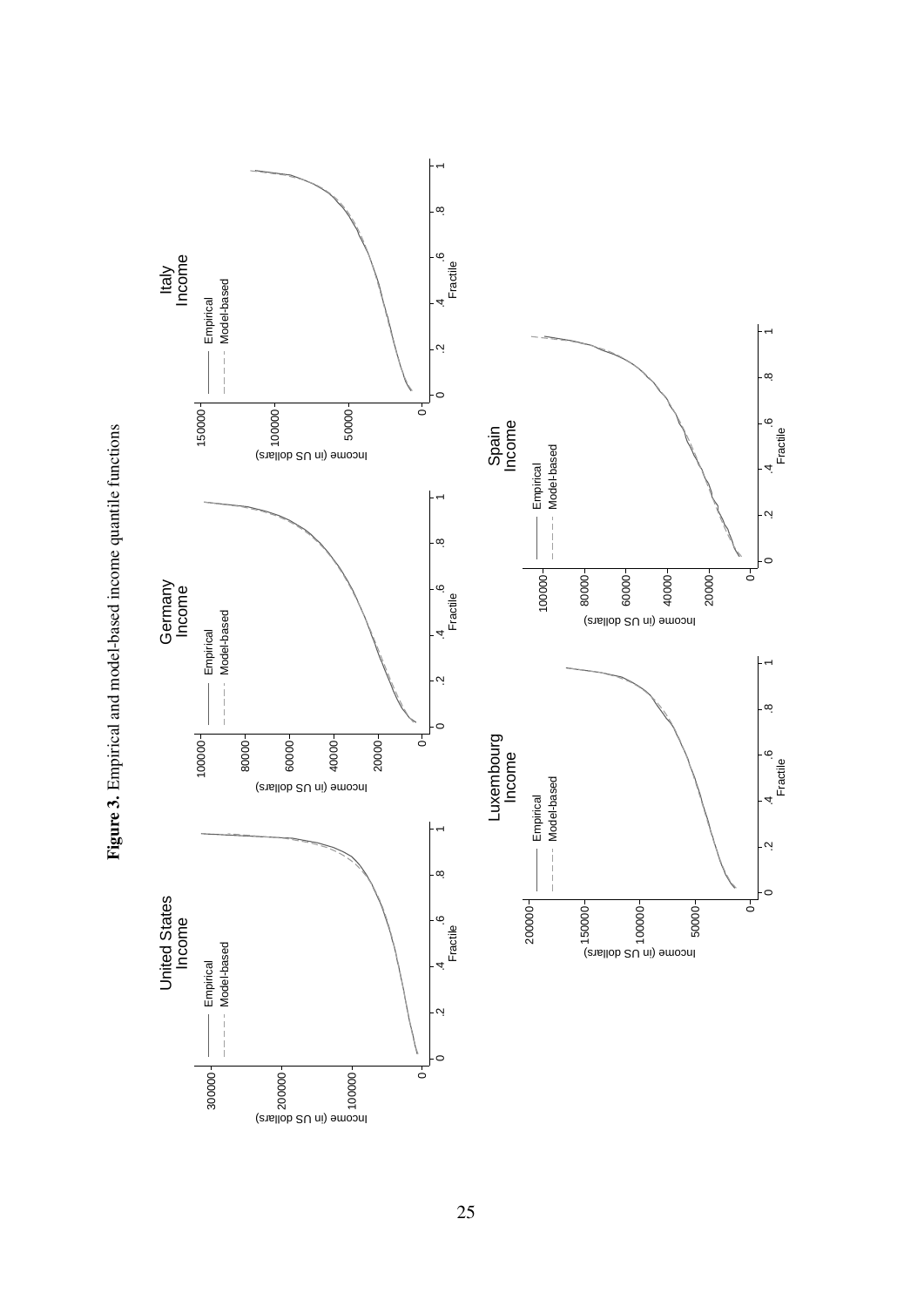**Figure 3.** Empirical and model-based income quantile functions

United States
Income

Empirical
Model-based

300000
200000
100000
0

Income (in US dollars)

0 .2 .4 .6 .8 1
Fractile

Germany
Income

Empirical
Model-based

100000
80000
60000
40000
20000
0

Income (in US dollars)

0 .2 .4 .6 .8 1
Fractile

Italy
Income

Empirical
Model-based

150000
100000
50000
0

Income (in US dollars)

0 .2 .4 .6 .8 1
Fractile

Luxembourg
Income

Empirical
Model-based

200000
150000
100000
50000
0

Income (in US dollars)

0 .2 .4 .6 .8 1
Fractile

Spain
Income

Empirical
Model-based

100000
80000
60000
40000
20000
0

Income (in US dollars)

0 .2 .4 .6 .8 1
Fractile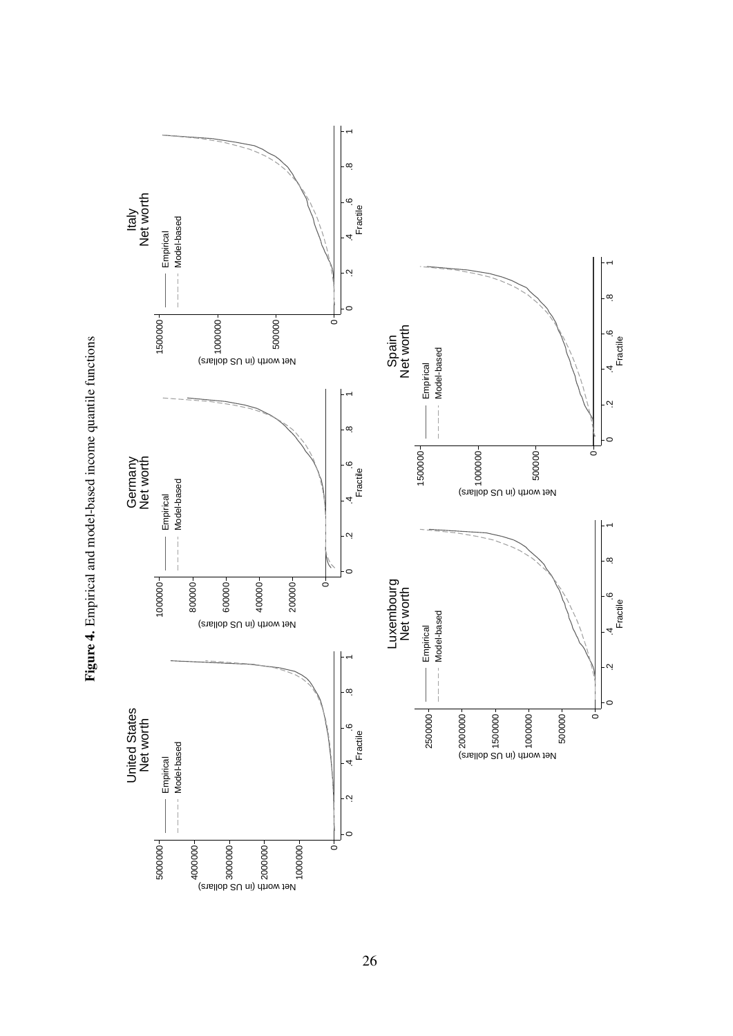**Figure 4.** Empirical and model-based income quantile functions

United States
Net worth

Empirical
Model-based

Net worth (in US dollars)

5000000
4000000
3000000
2000000
1000000
0

0
.2
.4
.6
.8
1
Fractile

Germany
Net worth

Empirical
Model-based

Net worth (in US dollars)

1000000
800000
600000
400000
200000
0

0
.2
.4
.6
.8
1
Fractile

Italy
Net worth

Empirical
Model-based

Net worth (in US dollars)

1500000
1000000
500000
0

0
.2
.4
.6
.8
1
Fractile

Luxembourg
Net worth

Empirical
Model-based

Net worth (in US dollars)

2500000
2000000
1500000
1000000
500000
0

0
.2
.4
.6
.8
1
Fractile

Spain
Net worth

Empirical
Model-based

Net worth (in US dollars)

1500000
1000000
500000
0

0
.2
.4
.6
.8
1
Fractile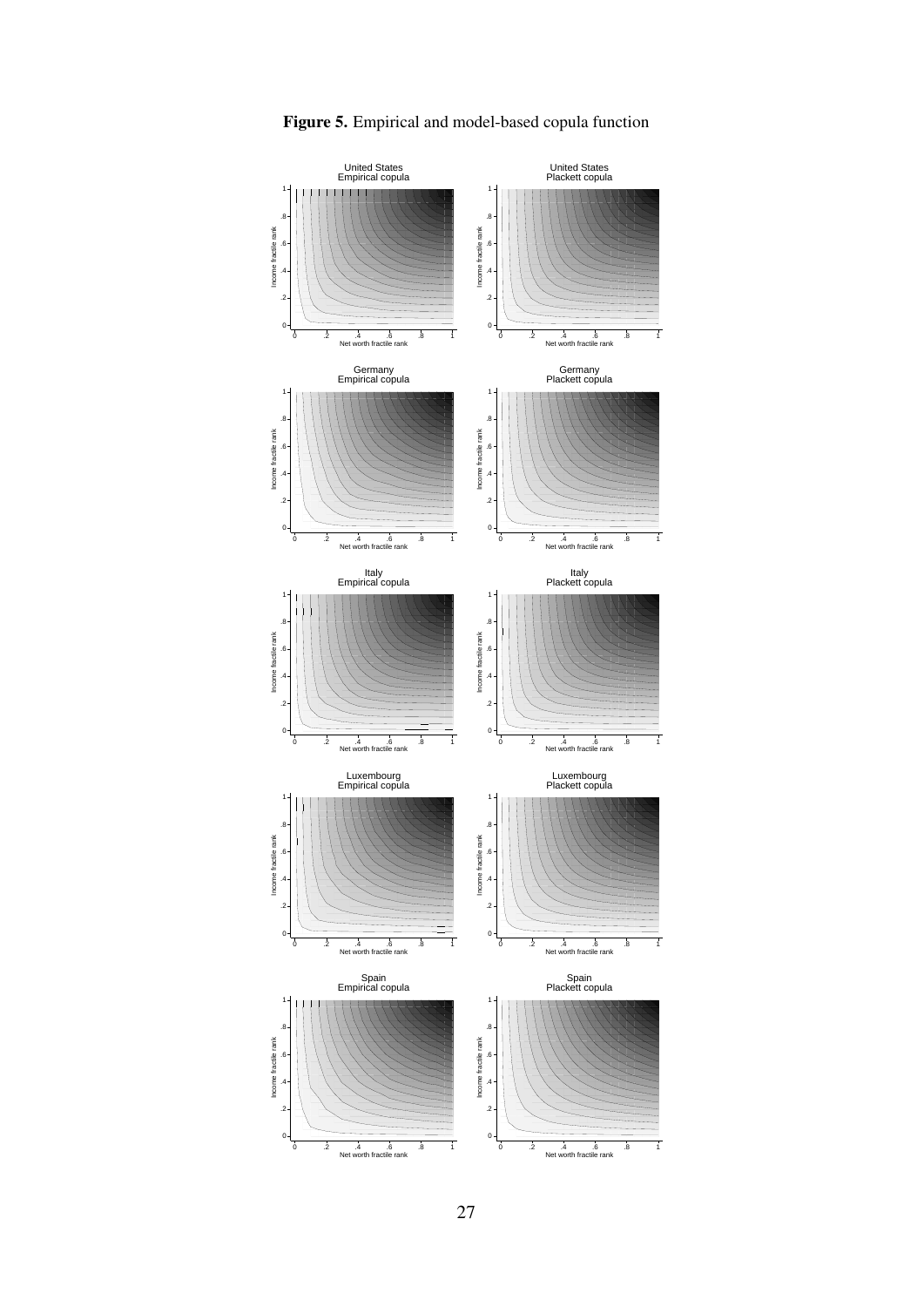**Figure 5.** Empirical and model-based copula function

United States
Empirical copula

Income fractile rank
Net worth fractile rank

United States
Plackett copula

Income fractile rank
Net worth fractile rank

Germany
Empirical copula

Income fractile rank
Net worth fractile rank

Germany
Plackett copula

Income fractile rank
Net worth fractile rank

Italy
Empirical copula

Income fractile rank
Net worth fractile rank

Italy
Plackett copula

Income fractile rank
Net worth fractile rank

Luxembourg
Empirical copula

Income fractile rank
Net worth fractile rank

Luxembourg
Plackett copula

Income fractile rank
Net worth fractile rank

Spain
Empirical copula

Income fractile rank
Net worth fractile rank

Spain
Plackett copula

Income fractile rank
Net worth fractile rank